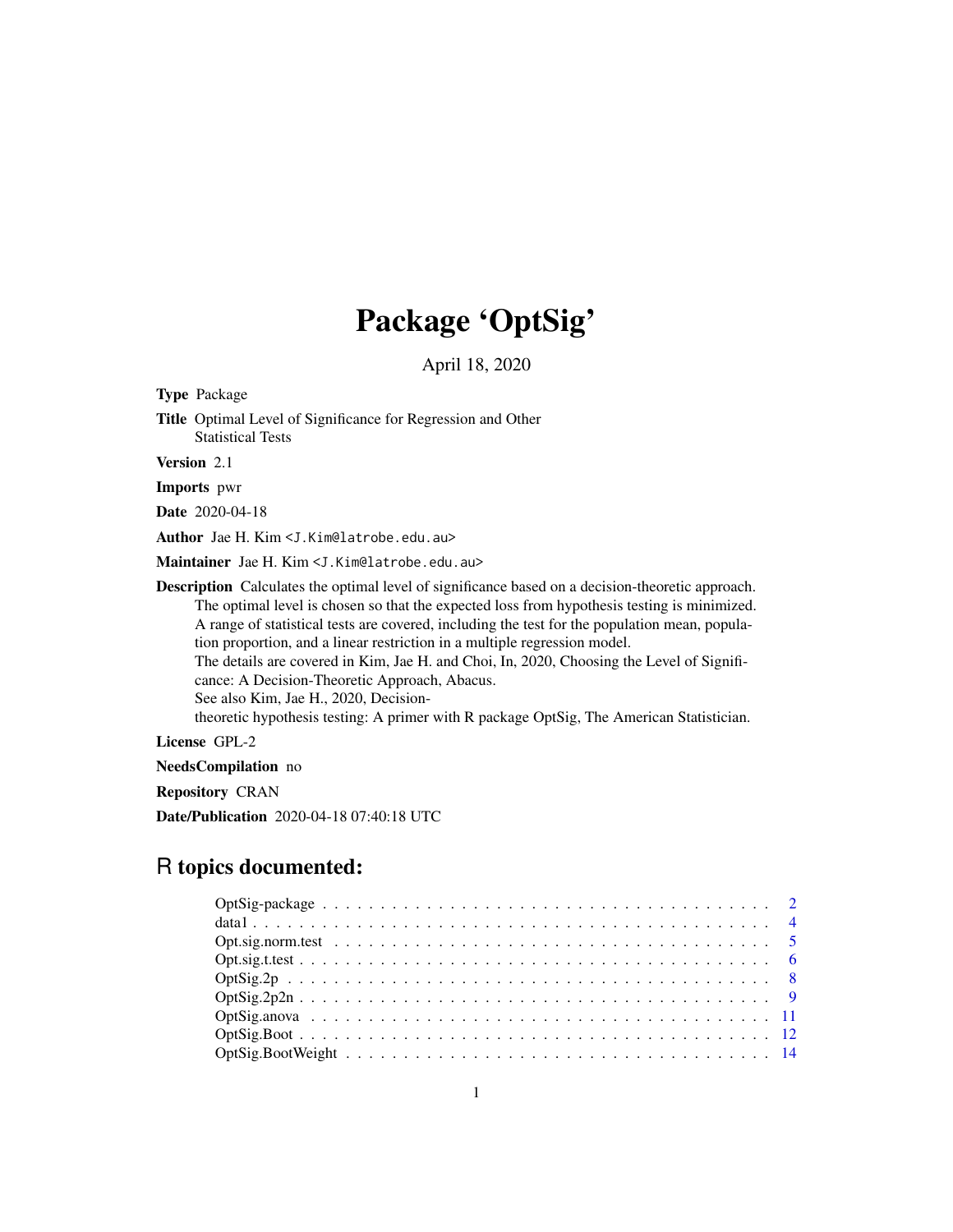# Package 'OptSig'

April 18, 2020

**Type** Package

**Title** Optimal Level of Significance for Regression and Other Statistical Tests

**Version** 2.1

**Imports** pwr

**Date** 2020-04-18

**Author** Jae H. Kim <J.Kim@latrobe.edu.au>

**Maintainer** Jae H. Kim <J.Kim@latrobe.edu.au>

**Description** Calculates the optimal level of significance based on a decision-theoretic approach. The optimal level is chosen so that the expected loss from hypothesis testing is minimized. A range of statistical tests are covered, including the test for the population mean, population proportion, and a linear restriction in a multiple regression model.
The details are covered in Kim, Jae H. and Choi, In, 2020, Choosing the Level of Significance: A Decision-Theoretic Approach, Abacus.
See also Kim, Jae H., 2020, Decision-theoretic hypothesis testing: A primer with R package OptSig, The American Statistician.

**License** GPL-2

**NeedsCompilation** no

**Repository** CRAN

**Date/Publication** 2020-04-18 07:40:18 UTC

## R topics documented:

| | |
|---|---|
| OptSig-package | 2 |
| data1 | 4 |
| Opt.sig.norm.test | 5 |
| Opt.sig.t.test | 6 |
| OptSig.2p | 8 |
| OptSig.2p2n | 9 |
| OptSig.anova | 11 |
| OptSig.Boot | 12 |
| OptSig.BootWeight | 14 |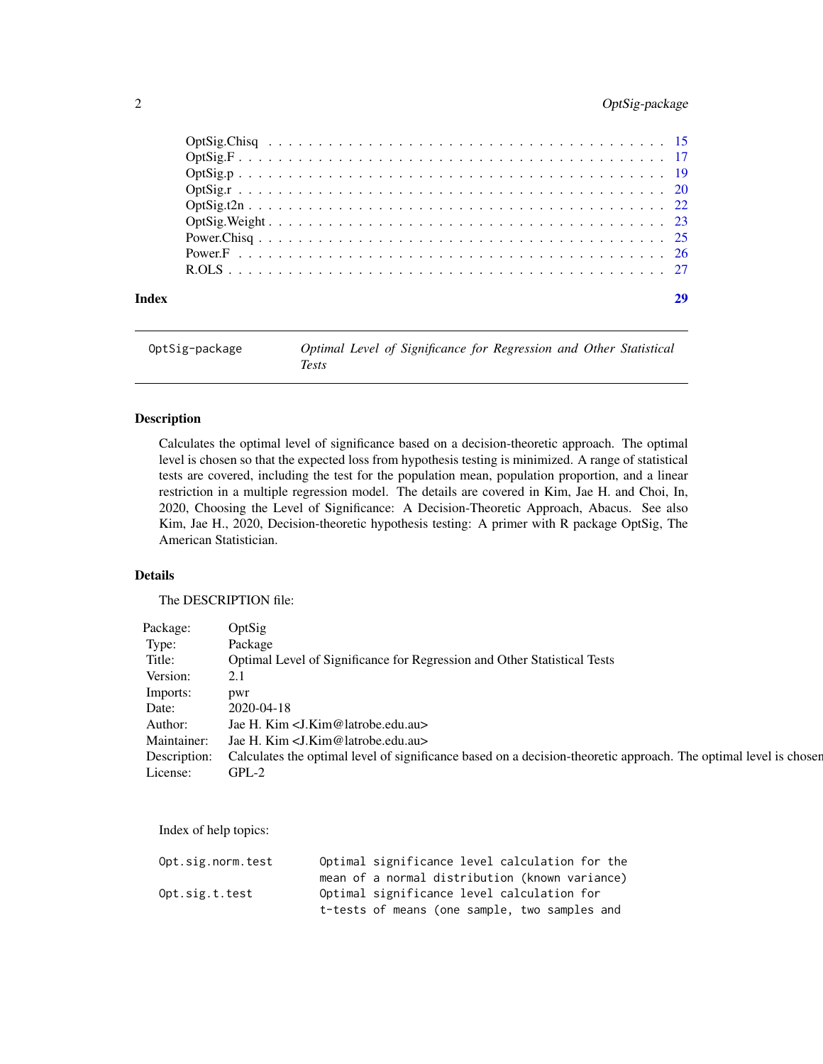OptSig.Chisq . . . . . . . . . . . . . . . . . . . . . . . . . . . . . . . . . . . . . . 15
OptSig.F . . . . . . . . . . . . . . . . . . . . . . . . . . . . . . . . . . . . . . . . 17
OptSig.p . . . . . . . . . . . . . . . . . . . . . . . . . . . . . . . . . . . . . . . . 19
OptSig.r . . . . . . . . . . . . . . . . . . . . . . . . . . . . . . . . . . . . . . . . 20
OptSig.t2n . . . . . . . . . . . . . . . . . . . . . . . . . . . . . . . . . . . . . . . 22
OptSig.Weight . . . . . . . . . . . . . . . . . . . . . . . . . . . . . . . . . . . . . . 23
Power.Chisq . . . . . . . . . . . . . . . . . . . . . . . . . . . . . . . . . . . . . . . 25
Power.F . . . . . . . . . . . . . . . . . . . . . . . . . . . . . . . . . . . . . . . . . 26
R.OLS . . . . . . . . . . . . . . . . . . . . . . . . . . . . . . . . . . . . . . . . . . 27

**Index** 29

---

## OptSig-package — *Optimal Level of Significance for Regression and Other Statistical Tests*

---

### Description

Calculates the optimal level of significance based on a decision-theoretic approach. The optimal level is chosen so that the expected loss from hypothesis testing is minimized. A range of statistical tests are covered, including the test for the population mean, population proportion, and a linear restriction in a multiple regression model. The details are covered in Kim, Jae H. and Choi, In, 2020, Choosing the Level of Significance: A Decision-Theoretic Approach, Abacus. See also Kim, Jae H., 2020, Decision-theoretic hypothesis testing: A primer with R package OptSig, The American Statistician.

### Details

The DESCRIPTION file:

| | |
|---|---|
| Package: | OptSig |
| Type: | Package |
| Title: | Optimal Level of Significance for Regression and Other Statistical Tests |
| Version: | 2.1 |
| Imports: | pwr |
| Date: | 2020-04-18 |
| Author: | Jae H. Kim <J.Kim@latrobe.edu.au> |
| Maintainer: | Jae H. Kim <J.Kim@latrobe.edu.au> |
| Description: | Calculates the optimal level of significance based on a decision-theoretic approach. The optimal level is chosen |
| License: | GPL-2 |

Index of help topics:

```
Opt.sig.norm.test       Optimal significance level calculation for the
                        mean of a normal distribution (known variance)
Opt.sig.t.test          Optimal significance level calculation for
                        t-tests of means (one sample, two samples and
```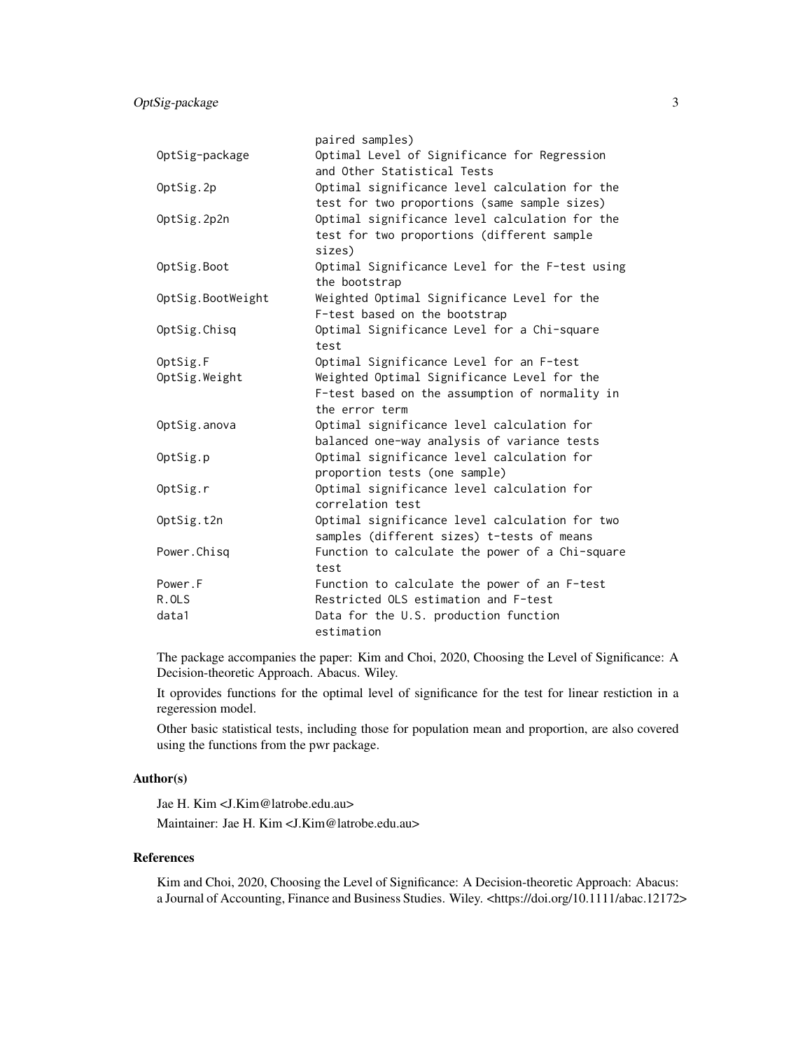| | |
|---|---|
| | paired samples) |
| OptSig-package | Optimal Level of Significance for Regression and Other Statistical Tests |
| OptSig.2p | Optimal significance level calculation for the test for two proportions (same sample sizes) |
| OptSig.2p2n | Optimal significance level calculation for the test for two proportions (different sample sizes) |
| OptSig.Boot | Optimal Significance Level for the F-test using the bootstrap |
| OptSig.BootWeight | Weighted Optimal Significance Level for the F-test based on the bootstrap |
| OptSig.Chisq | Optimal Significance Level for a Chi-square test |
| OptSig.F | Optimal Significance Level for an F-test |
| OptSig.Weight | Weighted Optimal Significance Level for the F-test based on the assumption of normality in the error term |
| OptSig.anova | Optimal significance level calculation for balanced one-way analysis of variance tests |
| OptSig.p | Optimal significance level calculation for proportion tests (one sample) |
| OptSig.r | Optimal significance level calculation for correlation test |
| OptSig.t2n | Optimal significance level calculation for two samples (different sizes) t-tests of means |
| Power.Chisq | Function to calculate the power of a Chi-square test |
| Power.F | Function to calculate the power of an F-test |
| R.OLS | Restricted OLS estimation and F-test |
| data1 | Data for the U.S. production function estimation |

The package accompanies the paper: Kim and Choi, 2020, Choosing the Level of Significance: A Decision-theoretic Approach. Abacus. Wiley.

It oprovides functions for the optimal level of significance for the test for linear restiction in a regeression model.

Other basic statistical tests, including those for population mean and proportion, are also covered using the functions from the pwr package.

## Author(s)

Jae H. Kim <J.Kim@latrobe.edu.au>

Maintainer: Jae H. Kim <J.Kim@latrobe.edu.au>

## References

Kim and Choi, 2020, Choosing the Level of Significance: A Decision-theoretic Approach: Abacus: a Journal of Accounting, Finance and Business Studies. Wiley. <https://doi.org/10.1111/abac.12172>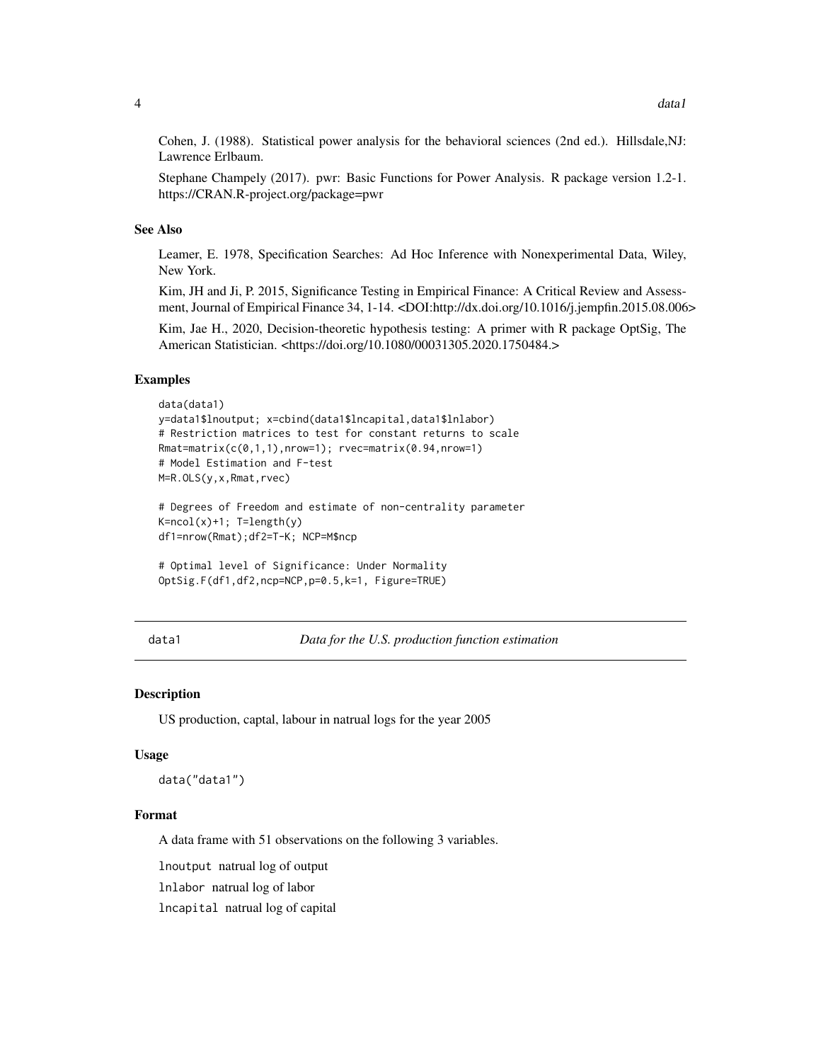Cohen, J. (1988). Statistical power analysis for the behavioral sciences (2nd ed.). Hillsdale,NJ: Lawrence Erlbaum.

Stephane Champely (2017). pwr: Basic Functions for Power Analysis. R package version 1.2-1. https://CRAN.R-project.org/package=pwr

### See Also

Leamer, E. 1978, Specification Searches: Ad Hoc Inference with Nonexperimental Data, Wiley, New York.

Kim, JH and Ji, P. 2015, Significance Testing in Empirical Finance: A Critical Review and Assessment, Journal of Empirical Finance 34, 1-14. <DOI:http://dx.doi.org/10.1016/j.jempfin.2015.08.006>

Kim, Jae H., 2020, Decision-theoretic hypothesis testing: A primer with R package OptSig, The American Statistician. <https://doi.org/10.1080/00031305.2020.1750484.>

### Examples

```
data(data1)
y=data1$lnoutput; x=cbind(data1$lncapital,data1$lnlabor)
# Restriction matrices to test for constant returns to scale
Rmat=matrix(c(0,1,1),nrow=1); rvec=matrix(0.94,nrow=1)
# Model Estimation and F-test
M=R.OLS(y,x,Rmat,rvec)

# Degrees of Freedom and estimate of non-centrality parameter
K=ncol(x)+1; T=length(y)
df1=nrow(Rmat);df2=T-K; NCP=M$ncp

# Optimal level of Significance: Under Normality
OptSig.F(df1,df2,ncp=NCP,p=0.5,k=1, Figure=TRUE)
```

---

## data1 — *Data for the U.S. production function estimation*

---

### Description

US production, captal, labour in natrual logs for the year 2005

### Usage

```
data("data1")
```

### Format

A data frame with 51 observations on the following 3 variables.

`lnoutput` natrual log of output

`lnlabor` natrual log of labor

`lncapital` natrual log of capital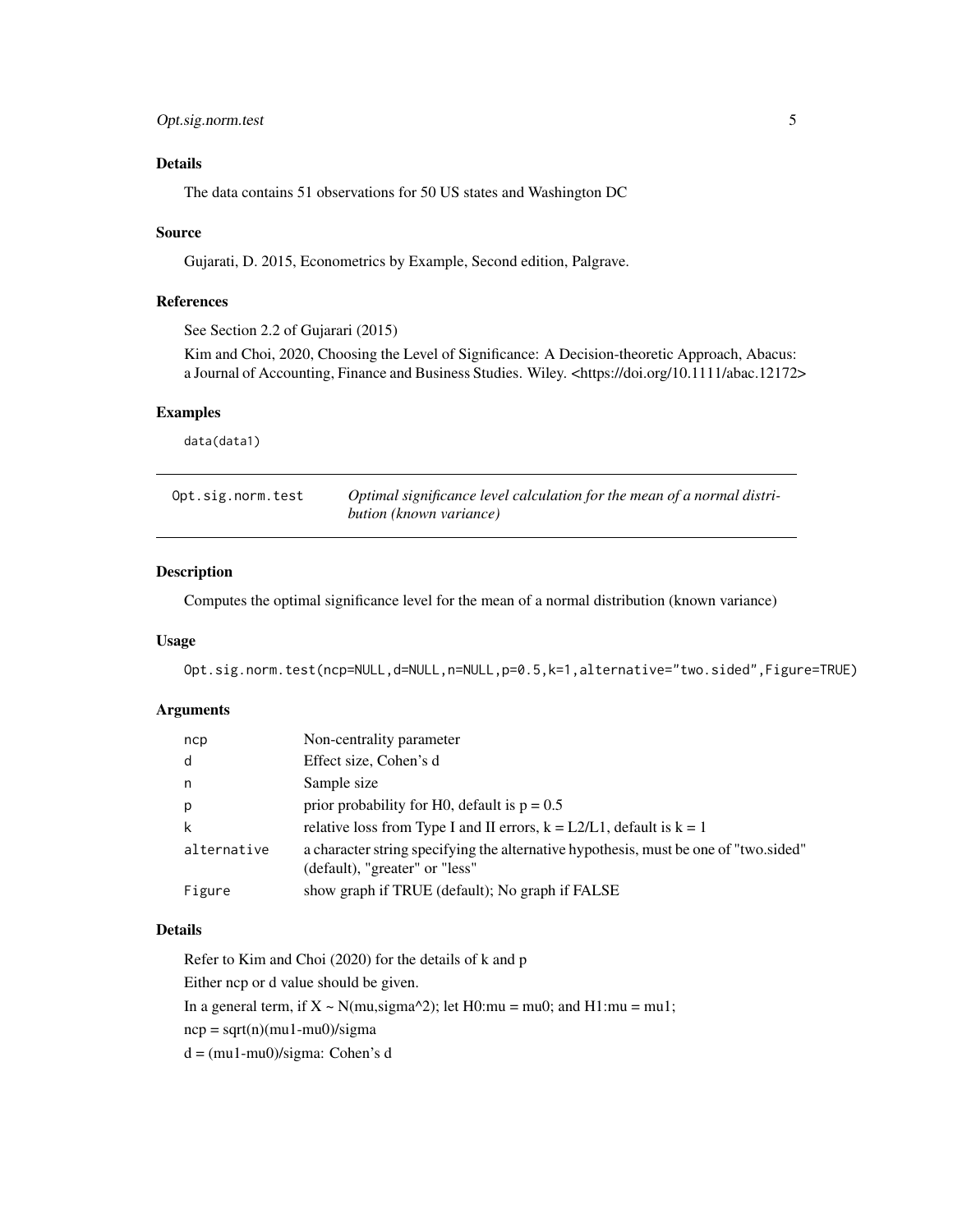### Details

The data contains 51 observations for 50 US states and Washington DC

### Source

Gujarati, D. 2015, Econometrics by Example, Second edition, Palgrave.

### References

See Section 2.2 of Gujarari (2015)

Kim and Choi, 2020, Choosing the Level of Significance: A Decision-theoretic Approach, Abacus: a Journal of Accounting, Finance and Business Studies. Wiley. <https://doi.org/10.1111/abac.12172>

### Examples

```
data(data1)
```

---

## Opt.sig.norm.test — *Optimal significance level calculation for the mean of a normal distribution (known variance)*

---

### Description

Computes the optimal significance level for the mean of a normal distribution (known variance)

### Usage

```
Opt.sig.norm.test(ncp=NULL,d=NULL,n=NULL,p=0.5,k=1,alternative="two.sided",Figure=TRUE)
```

### Arguments

| | |
|---|---|
| `ncp` | Non-centrality parameter |
| `d` | Effect size, Cohen's d |
| `n` | Sample size |
| `p` | prior probability for H0, default is p = 0.5 |
| `k` | relative loss from Type I and II errors, k = L2/L1, default is k = 1 |
| `alternative` | a character string specifying the alternative hypothesis, must be one of "two.sided" (default), "greater" or "less" |
| `Figure` | show graph if TRUE (default); No graph if FALSE |

### Details

Refer to Kim and Choi (2020) for the details of k and p

Either ncp or d value should be given.

In a general term, if X ~ N(mu,sigma^2); let H0:mu = mu0; and H1:mu = mu1;

ncp = sqrt(n)(mu1-mu0)/sigma

d = (mu1-mu0)/sigma: Cohen's d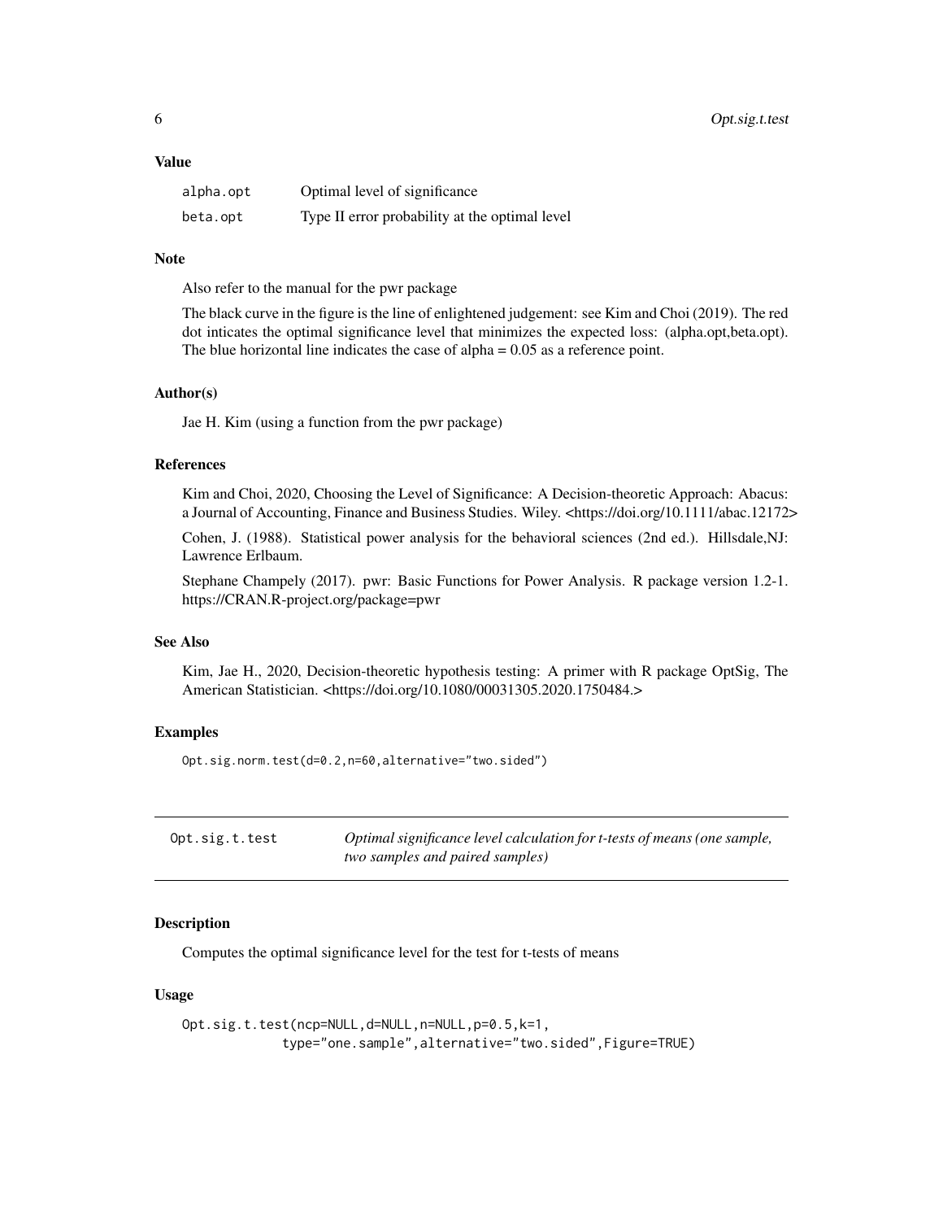### Value

| | |
|---|---|
| alpha.opt | Optimal level of significance |
| beta.opt | Type II error probability at the optimal level |

### Note

Also refer to the manual for the pwr package

The black curve in the figure is the line of enlightened judgement: see Kim and Choi (2019). The red dot inticates the optimal significance level that minimizes the expected loss: (alpha.opt,beta.opt). The blue horizontal line indicates the case of alpha = 0.05 as a reference point.

### Author(s)

Jae H. Kim (using a function from the pwr package)

### References

Kim and Choi, 2020, Choosing the Level of Significance: A Decision-theoretic Approach: Abacus: a Journal of Accounting, Finance and Business Studies. Wiley. <https://doi.org/10.1111/abac.12172>

Cohen, J. (1988). Statistical power analysis for the behavioral sciences (2nd ed.). Hillsdale,NJ: Lawrence Erlbaum.

Stephane Champely (2017). pwr: Basic Functions for Power Analysis. R package version 1.2-1. https://CRAN.R-project.org/package=pwr

### See Also

Kim, Jae H., 2020, Decision-theoretic hypothesis testing: A primer with R package OptSig, The American Statistician. <https://doi.org/10.1080/00031305.2020.1750484.>

### Examples

```
Opt.sig.norm.test(d=0.2,n=60,alternative="two.sided")
```

---

## Opt.sig.t.test — *Optimal significance level calculation for t-tests of means (one sample, two samples and paired samples)*

---

### Description

Computes the optimal significance level for the test for t-tests of means

### Usage

```
Opt.sig.t.test(ncp=NULL,d=NULL,n=NULL,p=0.5,k=1,
            type="one.sample",alternative="two.sided",Figure=TRUE)
```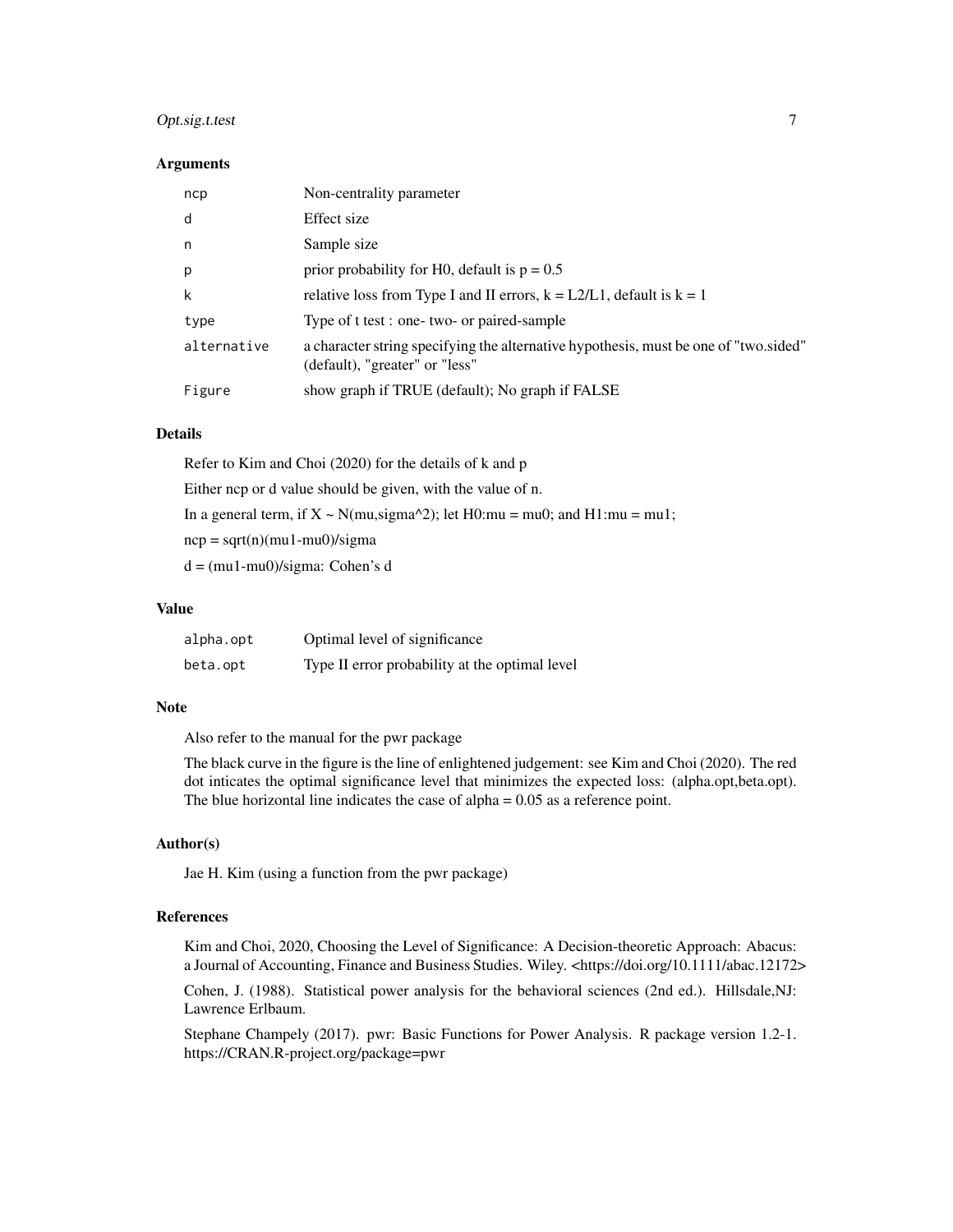### Arguments

| | |
|---|---|
| ncp | Non-centrality parameter |
| d | Effect size |
| n | Sample size |
| p | prior probability for H0, default is p = 0.5 |
| k | relative loss from Type I and II errors, k = L2/L1, default is k = 1 |
| type | Type of t test : one- two- or paired-sample |
| alternative | a character string specifying the alternative hypothesis, must be one of "two.sided" (default), "greater" or "less" |
| Figure | show graph if TRUE (default); No graph if FALSE |

### Details

Refer to Kim and Choi (2020) for the details of k and p

Either ncp or d value should be given, with the value of n.

In a general term, if X ~ N(mu,sigma^2); let H0:mu = mu0; and H1:mu = mu1;

ncp = sqrt(n)(mu1-mu0)/sigma

d = (mu1-mu0)/sigma: Cohen's d

### Value

| | |
|---|---|
| alpha.opt | Optimal level of significance |
| beta.opt | Type II error probability at the optimal level |

### Note

Also refer to the manual for the pwr package

The black curve in the figure is the line of enlightened judgement: see Kim and Choi (2020). The red dot inticates the optimal significance level that minimizes the expected loss: (alpha.opt,beta.opt). The blue horizontal line indicates the case of alpha = 0.05 as a reference point.

### Author(s)

Jae H. Kim (using a function from the pwr package)

### References

Kim and Choi, 2020, Choosing the Level of Significance: A Decision-theoretic Approach: Abacus: a Journal of Accounting, Finance and Business Studies. Wiley. <https://doi.org/10.1111/abac.12172>

Cohen, J. (1988). Statistical power analysis for the behavioral sciences (2nd ed.). Hillsdale,NJ: Lawrence Erlbaum.

Stephane Champely (2017). pwr: Basic Functions for Power Analysis. R package version 1.2-1. https://CRAN.R-project.org/package=pwr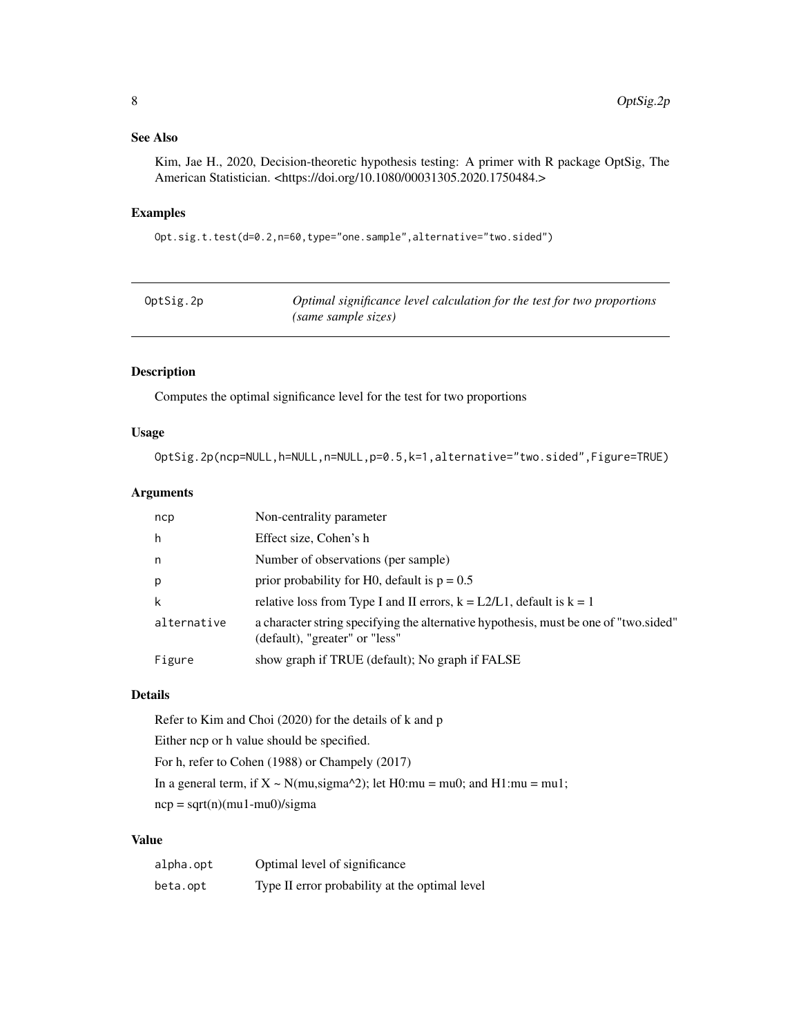### See Also

Kim, Jae H., 2020, Decision-theoretic hypothesis testing: A primer with R package OptSig, The American Statistician. <https://doi.org/10.1080/00031305.2020.1750484.>

### Examples

```
Opt.sig.t.test(d=0.2,n=60,type="one.sample",alternative="two.sided")
```

---

## OptSig.2p — *Optimal significance level calculation for the test for two proportions (same sample sizes)*

---

### Description

Computes the optimal significance level for the test for two proportions

### Usage

```
OptSig.2p(ncp=NULL,h=NULL,n=NULL,p=0.5,k=1,alternative="two.sided",Figure=TRUE)
```

### Arguments

| | |
|---|---|
| ncp | Non-centrality parameter |
| h | Effect size, Cohen's h |
| n | Number of observations (per sample) |
| p | prior probability for H0, default is p = 0.5 |
| k | relative loss from Type I and II errors, k = L2/L1, default is k = 1 |
| alternative | a character string specifying the alternative hypothesis, must be one of "two.sided" (default), "greater" or "less" |
| Figure | show graph if TRUE (default); No graph if FALSE |

### Details

Refer to Kim and Choi (2020) for the details of k and p

Either ncp or h value should be specified.

For h, refer to Cohen (1988) or Champely (2017)

In a general term, if X ~ N(mu,sigma^2); let H0:mu = mu0; and H1:mu = mu1;

ncp = sqrt(n)(mu1-mu0)/sigma

### Value

| | |
|---|---|
| alpha.opt | Optimal level of significance |
| beta.opt | Type II error probability at the optimal level |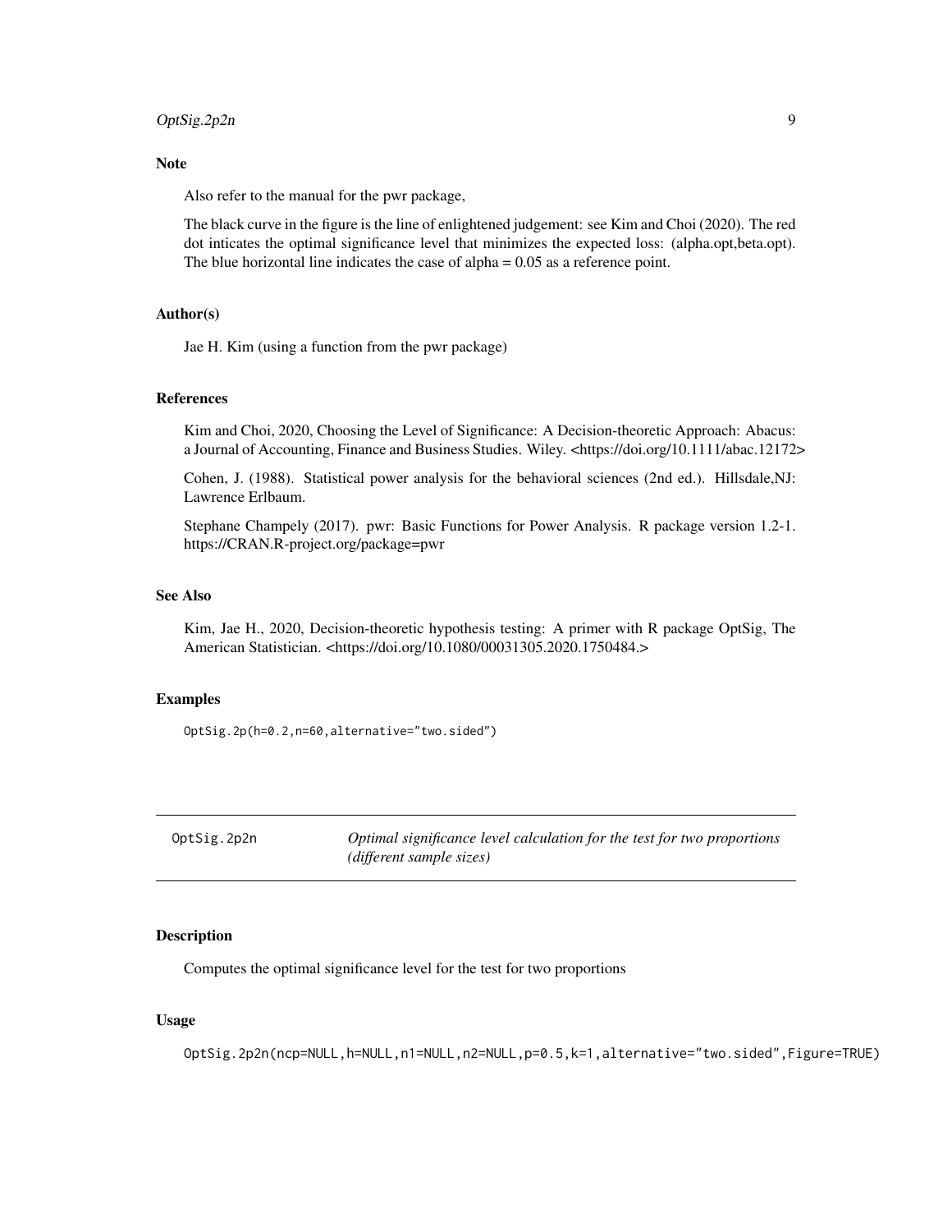### Note

Also refer to the manual for the pwr package,

The black curve in the figure is the line of enlightened judgement: see Kim and Choi (2020). The red dot inticates the optimal significance level that minimizes the expected loss: (alpha.opt,beta.opt). The blue horizontal line indicates the case of alpha = 0.05 as a reference point.

### Author(s)

Jae H. Kim (using a function from the pwr package)

### References

Kim and Choi, 2020, Choosing the Level of Significance: A Decision-theoretic Approach: Abacus: a Journal of Accounting, Finance and Business Studies. Wiley. <https://doi.org/10.1111/abac.12172>

Cohen, J. (1988). Statistical power analysis for the behavioral sciences (2nd ed.). Hillsdale,NJ: Lawrence Erlbaum.

Stephane Champely (2017). pwr: Basic Functions for Power Analysis. R package version 1.2-1. https://CRAN.R-project.org/package=pwr

### See Also

Kim, Jae H., 2020, Decision-theoretic hypothesis testing: A primer with R package OptSig, The American Statistician. <https://doi.org/10.1080/00031305.2020.1750484.>

### Examples

```
OptSig.2p(h=0.2,n=60,alternative="two.sided")
```

---

## OptSig.2p2n — *Optimal significance level calculation for the test for two proportions (different sample sizes)*

---

### Description

Computes the optimal significance level for the test for two proportions

### Usage

```
OptSig.2p2n(ncp=NULL,h=NULL,n1=NULL,n2=NULL,p=0.5,k=1,alternative="two.sided",Figure=TRUE)
```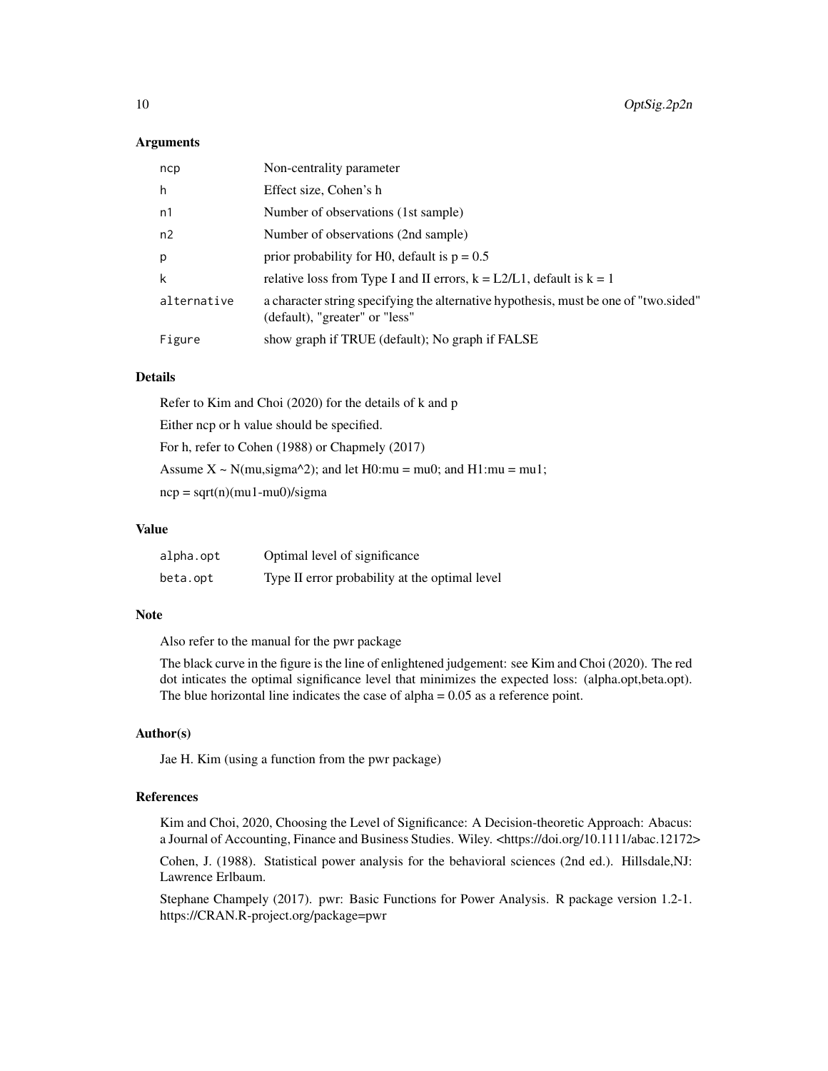### Arguments

| | |
|---|---|
| ncp | Non-centrality parameter |
| h | Effect size, Cohen's h |
| n1 | Number of observations (1st sample) |
| n2 | Number of observations (2nd sample) |
| p | prior probability for H0, default is p = 0.5 |
| k | relative loss from Type I and II errors, k = L2/L1, default is k = 1 |
| alternative | a character string specifying the alternative hypothesis, must be one of "two.sided" (default), "greater" or "less" |
| Figure | show graph if TRUE (default); No graph if FALSE |

### Details

Refer to Kim and Choi (2020) for the details of k and p

Either ncp or h value should be specified.

For h, refer to Cohen (1988) or Chapmely (2017)

Assume X ~ N(mu,sigma^2); and let H0:mu = mu0; and H1:mu = mu1;

ncp = sqrt(n)(mu1-mu0)/sigma

### Value

| | |
|---|---|
| alpha.opt | Optimal level of significance |
| beta.opt | Type II error probability at the optimal level |

### Note

Also refer to the manual for the pwr package

The black curve in the figure is the line of enlightened judgement: see Kim and Choi (2020). The red dot inticates the optimal significance level that minimizes the expected loss: (alpha.opt,beta.opt). The blue horizontal line indicates the case of alpha = 0.05 as a reference point.

### Author(s)

Jae H. Kim (using a function from the pwr package)

### References

Kim and Choi, 2020, Choosing the Level of Significance: A Decision-theoretic Approach: Abacus: a Journal of Accounting, Finance and Business Studies. Wiley. <https://doi.org/10.1111/abac.12172>

Cohen, J. (1988). Statistical power analysis for the behavioral sciences (2nd ed.). Hillsdale,NJ: Lawrence Erlbaum.

Stephane Champely (2017). pwr: Basic Functions for Power Analysis. R package version 1.2-1. https://CRAN.R-project.org/package=pwr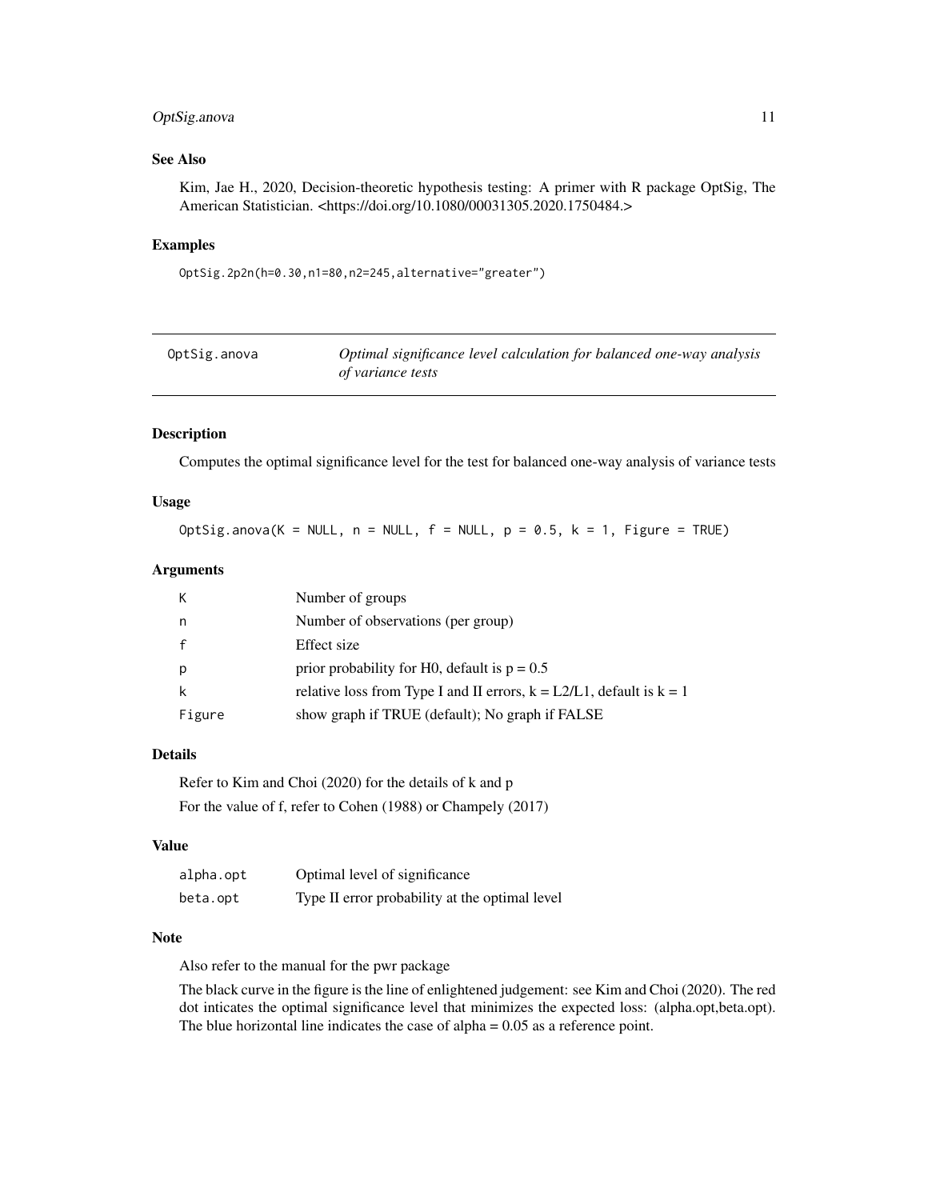## See Also

Kim, Jae H., 2020, Decision-theoretic hypothesis testing: A primer with R package OptSig, The American Statistician. <https://doi.org/10.1080/00031305.2020.1750484.>

## Examples

```
OptSig.2p2n(h=0.30,n1=80,n2=245,alternative="greater")
```

---

`OptSig.anova` *Optimal significance level calculation for balanced one-way analysis of variance tests*

---

## Description

Computes the optimal significance level for the test for balanced one-way analysis of variance tests

## Usage

```
OptSig.anova(K = NULL, n = NULL, f = NULL, p = 0.5, k = 1, Figure = TRUE)
```

## Arguments

| | |
|---|---|
| K | Number of groups |
| n | Number of observations (per group) |
| f | Effect size |
| p | prior probability for H0, default is p = 0.5 |
| k | relative loss from Type I and II errors, k = L2/L1, default is k = 1 |
| Figure | show graph if TRUE (default); No graph if FALSE |

## Details

Refer to Kim and Choi (2020) for the details of k and p

For the value of f, refer to Cohen (1988) or Champely (2017)

## Value

| | |
|---|---|
| alpha.opt | Optimal level of significance |
| beta.opt | Type II error probability at the optimal level |

## Note

Also refer to the manual for the pwr package

The black curve in the figure is the line of enlightened judgement: see Kim and Choi (2020). The red dot inticates the optimal significance level that minimizes the expected loss: (alpha.opt,beta.opt). The blue horizontal line indicates the case of alpha = 0.05 as a reference point.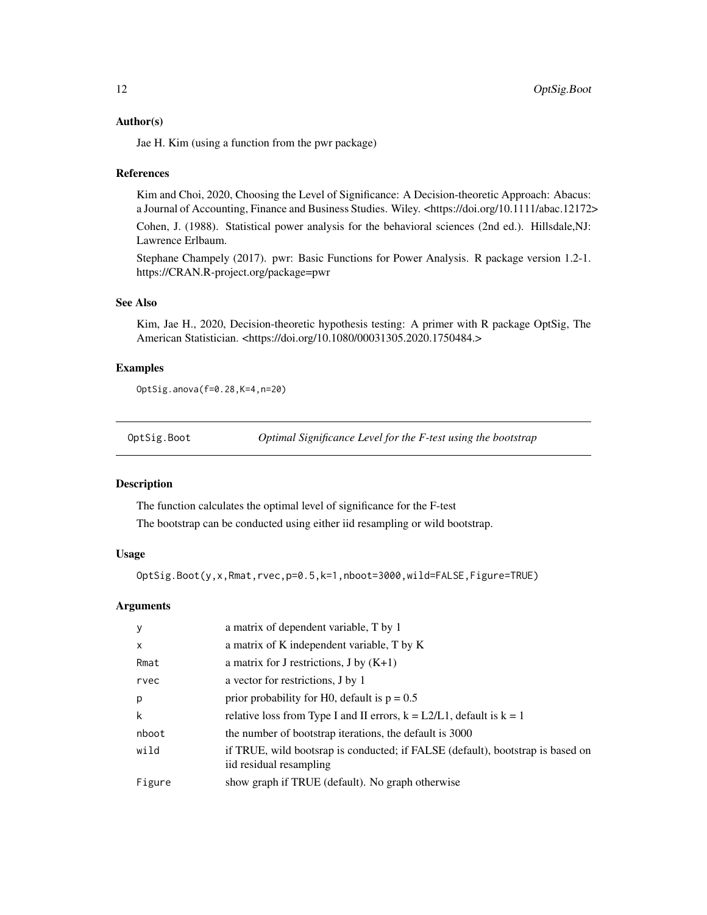### Author(s)

Jae H. Kim (using a function from the pwr package)

### References

Kim and Choi, 2020, Choosing the Level of Significance: A Decision-theoretic Approach: Abacus: a Journal of Accounting, Finance and Business Studies. Wiley. <https://doi.org/10.1111/abac.12172>

Cohen, J. (1988). Statistical power analysis for the behavioral sciences (2nd ed.). Hillsdale,NJ: Lawrence Erlbaum.

Stephane Champely (2017). pwr: Basic Functions for Power Analysis. R package version 1.2-1. https://CRAN.R-project.org/package=pwr

### See Also

Kim, Jae H., 2020, Decision-theoretic hypothesis testing: A primer with R package OptSig, The American Statistician. <https://doi.org/10.1080/00031305.2020.1750484.>

### Examples

```
OptSig.anova(f=0.28,K=4,n=20)
```

---

## OptSig.Boot — *Optimal Significance Level for the F-test using the bootstrap*

### Description

The function calculates the optimal level of significance for the F-test

The bootstrap can be conducted using either iid resampling or wild bootstrap.

### Usage

```
OptSig.Boot(y,x,Rmat,rvec,p=0.5,k=1,nboot=3000,wild=FALSE,Figure=TRUE)
```

### Arguments

| | |
|---|---|
| y | a matrix of dependent variable, T by 1 |
| x | a matrix of K independent variable, T by K |
| Rmat | a matrix for J restrictions, J by (K+1) |
| rvec | a vector for restrictions, J by 1 |
| p | prior probability for H0, default is p = 0.5 |
| k | relative loss from Type I and II errors, k = L2/L1, default is k = 1 |
| nboot | the number of bootstrap iterations, the default is 3000 |
| wild | if TRUE, wild bootsrap is conducted; if FALSE (default), bootstrap is based on iid residual resampling |
| Figure | show graph if TRUE (default). No graph otherwise |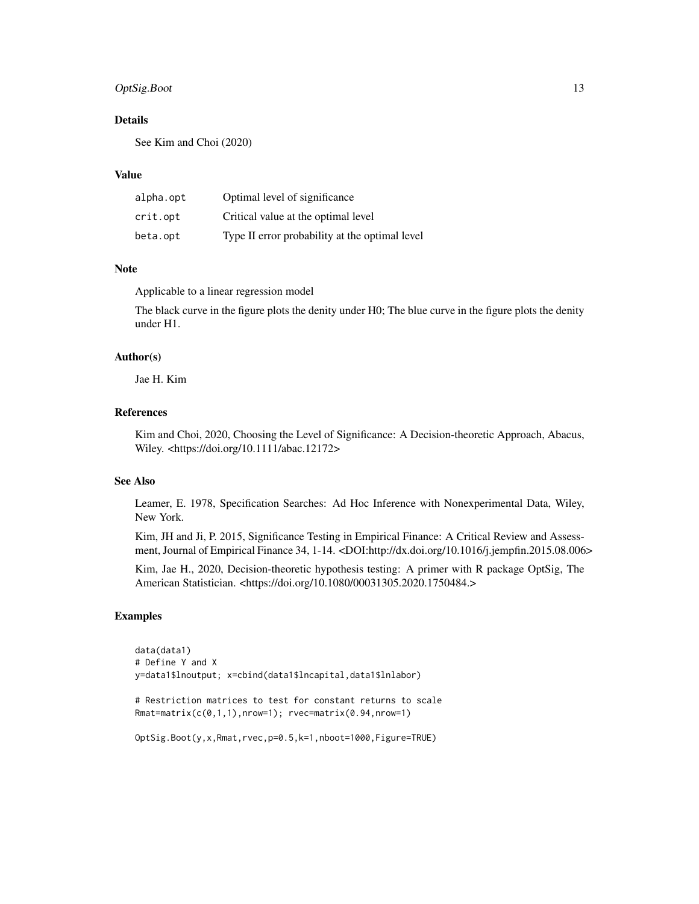## Details

See Kim and Choi (2020)

## Value

| | |
|---|---|
| alpha.opt | Optimal level of significance |
| crit.opt | Critical value at the optimal level |
| beta.opt | Type II error probability at the optimal level |

## Note

Applicable to a linear regression model

The black curve in the figure plots the denity under H0; The blue curve in the figure plots the denity under H1.

## Author(s)

Jae H. Kim

## References

Kim and Choi, 2020, Choosing the Level of Significance: A Decision-theoretic Approach, Abacus, Wiley. <https://doi.org/10.1111/abac.12172>

## See Also

Leamer, E. 1978, Specification Searches: Ad Hoc Inference with Nonexperimental Data, Wiley, New York.

Kim, JH and Ji, P. 2015, Significance Testing in Empirical Finance: A Critical Review and Assessment, Journal of Empirical Finance 34, 1-14. <DOI:http://dx.doi.org/10.1016/j.jempfin.2015.08.006>

Kim, Jae H., 2020, Decision-theoretic hypothesis testing: A primer with R package OptSig, The American Statistician. <https://doi.org/10.1080/00031305.2020.1750484.>

## Examples

```
data(data1)
# Define Y and X
y=data1$lnoutput; x=cbind(data1$lncapital,data1$lnlabor)

# Restriction matrices to test for constant returns to scale
Rmat=matrix(c(0,1,1),nrow=1); rvec=matrix(0.94,nrow=1)

OptSig.Boot(y,x,Rmat,rvec,p=0.5,k=1,nboot=1000,Figure=TRUE)
```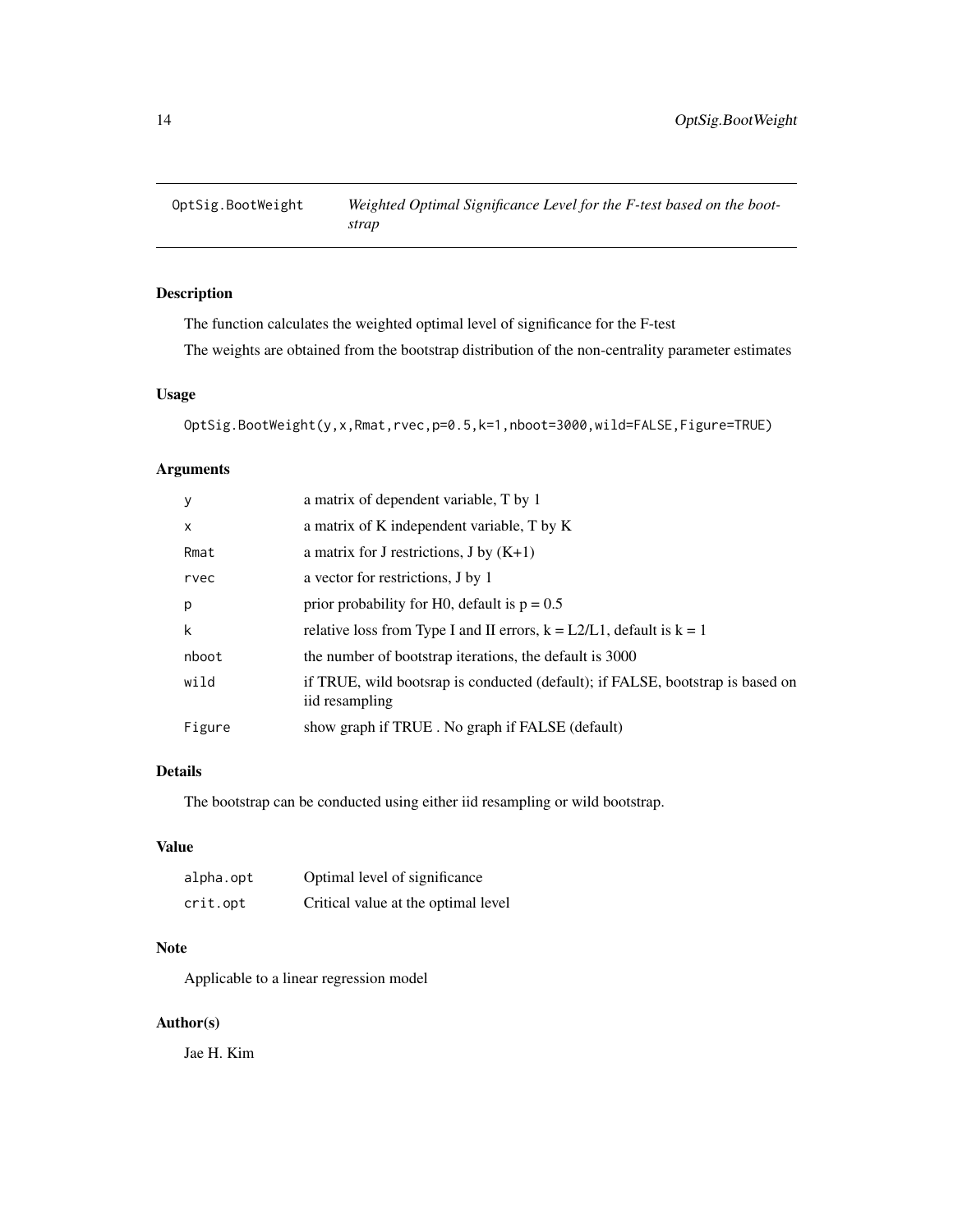# OptSig.BootWeight — *Weighted Optimal Significance Level for the F-test based on the bootstrap*

## Description

The function calculates the weighted optimal level of significance for the F-test

The weights are obtained from the bootstrap distribution of the non-centrality parameter estimates

## Usage

```
OptSig.BootWeight(y,x,Rmat,rvec,p=0.5,k=1,nboot=3000,wild=FALSE,Figure=TRUE)
```

## Arguments

| | |
|---|---|
| y | a matrix of dependent variable, T by 1 |
| x | a matrix of K independent variable, T by K |
| Rmat | a matrix for J restrictions, J by (K+1) |
| rvec | a vector for restrictions, J by 1 |
| p | prior probability for H0, default is p = 0.5 |
| k | relative loss from Type I and II errors, k = L2/L1, default is k = 1 |
| nboot | the number of bootstrap iterations, the default is 3000 |
| wild | if TRUE, wild bootsrap is conducted (default); if FALSE, bootstrap is based on iid resampling |
| Figure | show graph if TRUE . No graph if FALSE (default) |

## Details

The bootstrap can be conducted using either iid resampling or wild bootstrap.

## Value

| | |
|---|---|
| alpha.opt | Optimal level of significance |
| crit.opt | Critical value at the optimal level |

## Note

Applicable to a linear regression model

## Author(s)

Jae H. Kim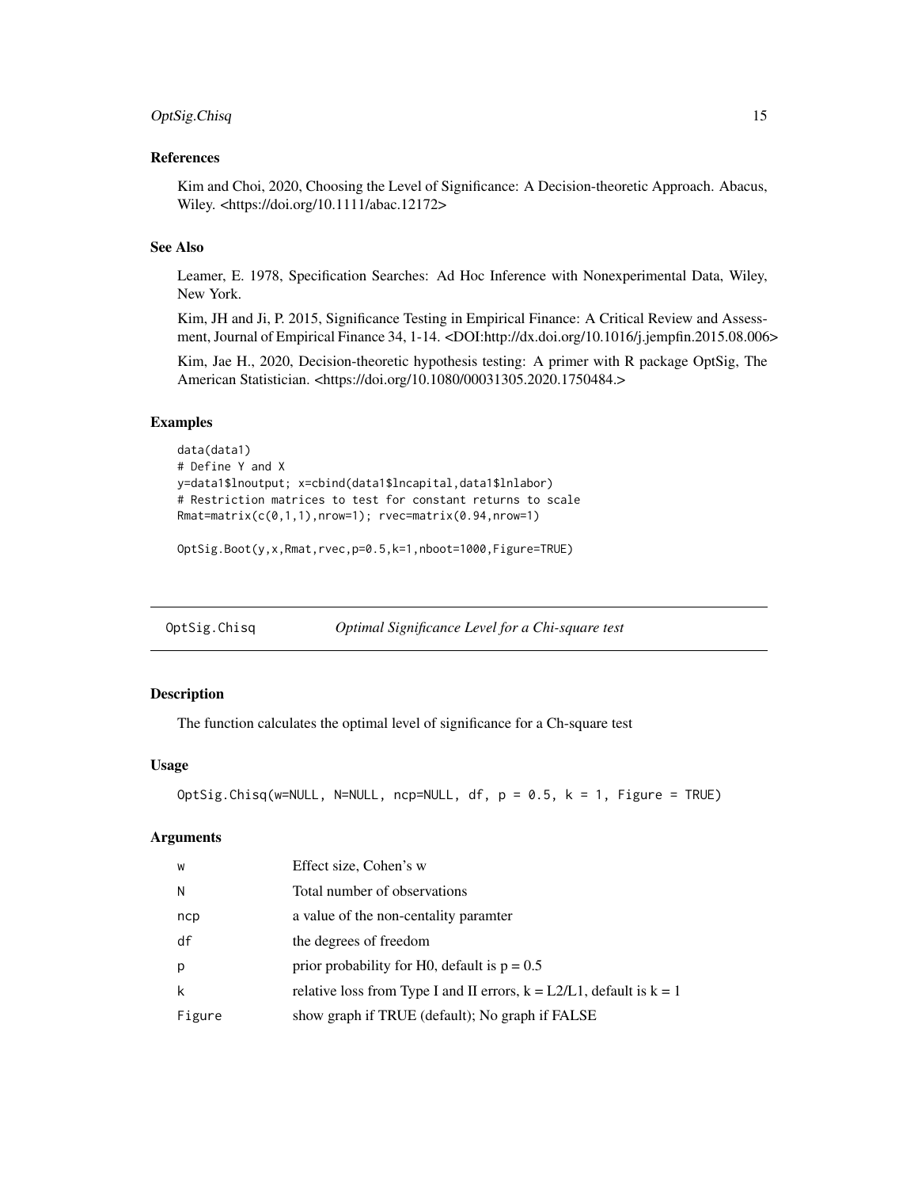### References

Kim and Choi, 2020, Choosing the Level of Significance: A Decision-theoretic Approach. Abacus, Wiley. <https://doi.org/10.1111/abac.12172>

### See Also

Leamer, E. 1978, Specification Searches: Ad Hoc Inference with Nonexperimental Data, Wiley, New York.

Kim, JH and Ji, P. 2015, Significance Testing in Empirical Finance: A Critical Review and Assessment, Journal of Empirical Finance 34, 1-14. <DOI:http://dx.doi.org/10.1016/j.jempfin.2015.08.006>

Kim, Jae H., 2020, Decision-theoretic hypothesis testing: A primer with R package OptSig, The American Statistician. <https://doi.org/10.1080/00031305.2020.1750484.>

### Examples

```
data(data1)
# Define Y and X
y=data1$lnoutput; x=cbind(data1$lncapital,data1$lnlabor)
# Restriction matrices to test for constant returns to scale
Rmat=matrix(c(0,1,1),nrow=1); rvec=matrix(0.94,nrow=1)

OptSig.Boot(y,x,Rmat,rvec,p=0.5,k=1,nboot=1000,Figure=TRUE)
```

---

## OptSig.Chisq *Optimal Significance Level for a Chi-square test*

---

### Description

The function calculates the optimal level of significance for a Ch-square test

### Usage

```
OptSig.Chisq(w=NULL, N=NULL, ncp=NULL, df, p = 0.5, k = 1, Figure = TRUE)
```

### Arguments

| | |
|---|---|
| w | Effect size, Cohen's w |
| N | Total number of observations |
| ncp | a value of the non-centality paramter |
| df | the degrees of freedom |
| p | prior probability for H0, default is p = 0.5 |
| k | relative loss from Type I and II errors, k = L2/L1, default is k = 1 |
| Figure | show graph if TRUE (default); No graph if FALSE |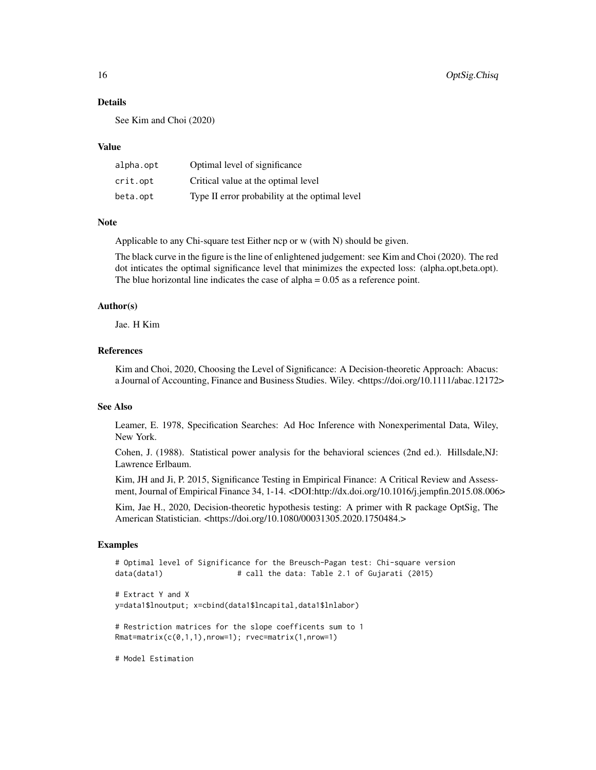### Details

See Kim and Choi (2020)

### Value

| | |
|---|---|
| alpha.opt | Optimal level of significance |
| crit.opt | Critical value at the optimal level |
| beta.opt | Type II error probability at the optimal level |

### Note

Applicable to any Chi-square test Either ncp or w (with N) should be given.

The black curve in the figure is the line of enlightened judgement: see Kim and Choi (2020). The red dot inticates the optimal significance level that minimizes the expected loss: (alpha.opt,beta.opt). The blue horizontal line indicates the case of alpha = 0.05 as a reference point.

### Author(s)

Jae. H Kim

### References

Kim and Choi, 2020, Choosing the Level of Significance: A Decision-theoretic Approach: Abacus: a Journal of Accounting, Finance and Business Studies. Wiley. <https://doi.org/10.1111/abac.12172>

### See Also

Leamer, E. 1978, Specification Searches: Ad Hoc Inference with Nonexperimental Data, Wiley, New York.

Cohen, J. (1988). Statistical power analysis for the behavioral sciences (2nd ed.). Hillsdale,NJ: Lawrence Erlbaum.

Kim, JH and Ji, P. 2015, Significance Testing in Empirical Finance: A Critical Review and Assessment, Journal of Empirical Finance 34, 1-14. <DOI:http://dx.doi.org/10.1016/j.jempfin.2015.08.006>

Kim, Jae H., 2020, Decision-theoretic hypothesis testing: A primer with R package OptSig, The American Statistician. <https://doi.org/10.1080/00031305.2020.1750484.>

### Examples

```
# Optimal level of Significance for the Breusch-Pagan test: Chi-square version
data(data1)                # call the data: Table 2.1 of Gujarati (2015)

# Extract Y and X
y=data1$lnoutput; x=cbind(data1$lncapital,data1$lnlabor)

# Restriction matrices for the slope coefficents sum to 1
Rmat=matrix(c(0,1,1),nrow=1); rvec=matrix(1,nrow=1)

# Model Estimation
```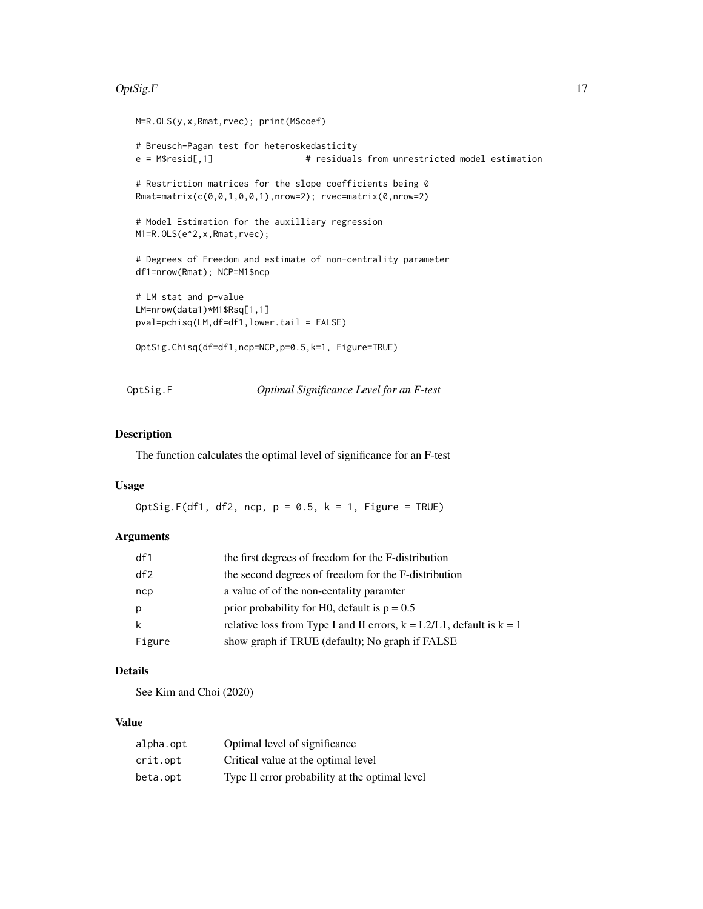```
M=R.OLS(y,x,Rmat,rvec); print(M$coef)

# Breusch-Pagan test for heteroskedasticity
e = M$resid[,1]                 # residuals from unrestricted model estimation

# Restriction matrices for the slope coefficients being 0
Rmat=matrix(c(0,0,1,0,0,1),nrow=2); rvec=matrix(0,nrow=2)

# Model Estimation for the auxilliary regression
M1=R.OLS(e^2,x,Rmat,rvec);

# Degrees of Freedom and estimate of non-centrality parameter
df1=nrow(Rmat); NCP=M1$ncp

# LM stat and p-value
LM=nrow(data1)*M1$Rsq[1,1]
pval=pchisq(LM,df=df1,lower.tail = FALSE)

OptSig.Chisq(df=df1,ncp=NCP,p=0.5,k=1, Figure=TRUE)
```

---

## OptSig.F — *Optimal Significance Level for an F-test*

### Description

The function calculates the optimal level of significance for an F-test

### Usage

```
OptSig.F(df1, df2, ncp, p = 0.5, k = 1, Figure = TRUE)
```

### Arguments

| | |
|---|---|
| df1 | the first degrees of freedom for the F-distribution |
| df2 | the second degrees of freedom for the F-distribution |
| ncp | a value of of the non-centality paramter |
| p | prior probability for H0, default is p = 0.5 |
| k | relative loss from Type I and II errors, k = L2/L1, default is k = 1 |
| Figure | show graph if TRUE (default); No graph if FALSE |

### Details

See Kim and Choi (2020)

### Value

| | |
|---|---|
| alpha.opt | Optimal level of significance |
| crit.opt | Critical value at the optimal level |
| beta.opt | Type II error probability at the optimal level |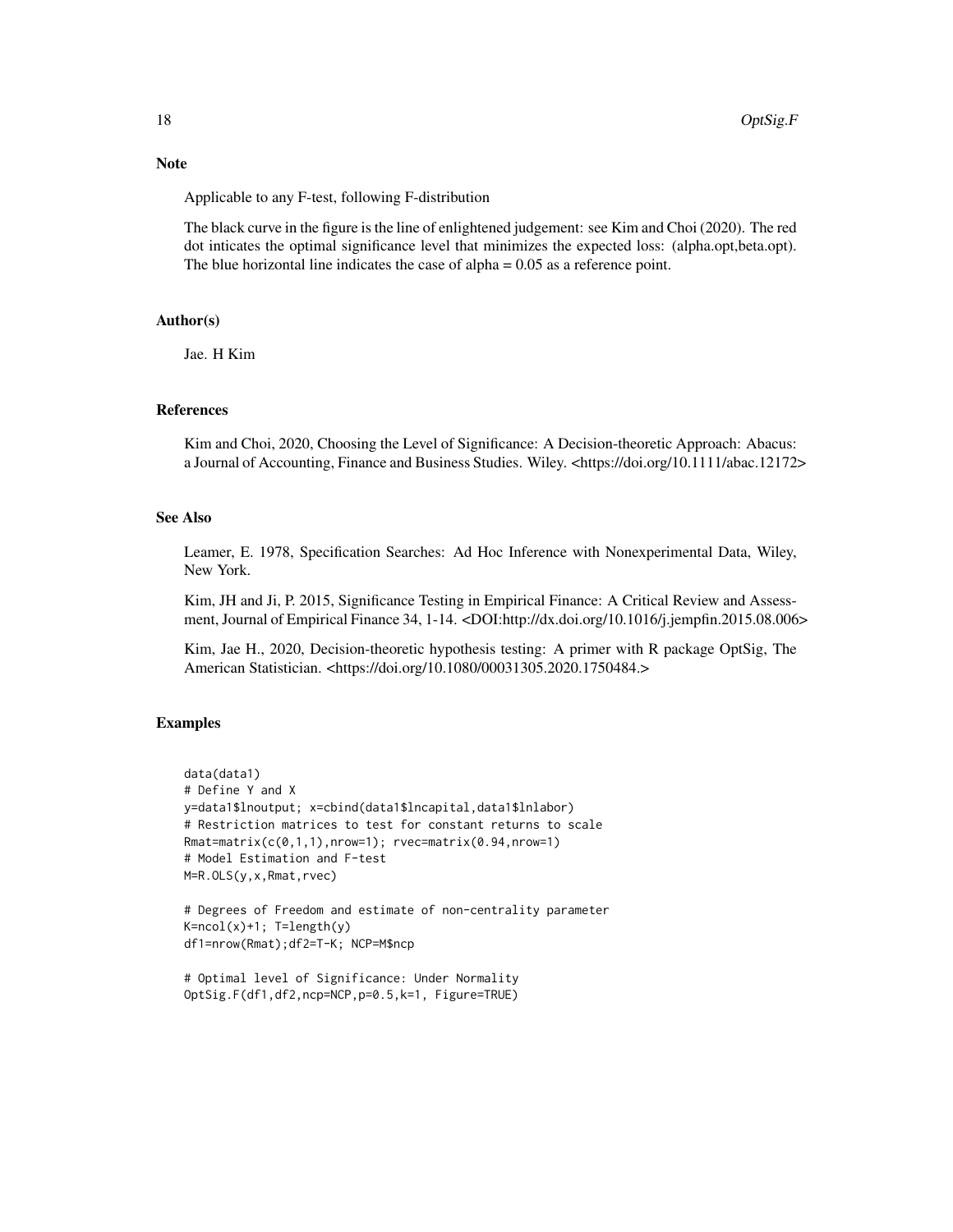## Note

Applicable to any F-test, following F-distribution

The black curve in the figure is the line of enlightened judgement: see Kim and Choi (2020). The red dot inticates the optimal significance level that minimizes the expected loss: (alpha.opt,beta.opt). The blue horizontal line indicates the case of alpha = 0.05 as a reference point.

## Author(s)

Jae. H Kim

## References

Kim and Choi, 2020, Choosing the Level of Significance: A Decision-theoretic Approach: Abacus: a Journal of Accounting, Finance and Business Studies. Wiley. <https://doi.org/10.1111/abac.12172>

## See Also

Leamer, E. 1978, Specification Searches: Ad Hoc Inference with Nonexperimental Data, Wiley, New York.

Kim, JH and Ji, P. 2015, Significance Testing in Empirical Finance: A Critical Review and Assessment, Journal of Empirical Finance 34, 1-14. <DOI:http://dx.doi.org/10.1016/j.jempfin.2015.08.006>

Kim, Jae H., 2020, Decision-theoretic hypothesis testing: A primer with R package OptSig, The American Statistician. <https://doi.org/10.1080/00031305.2020.1750484.>

## Examples

```
data(data1)
# Define Y and X
y=data1$lnoutput; x=cbind(data1$lncapital,data1$lnlabor)
# Restriction matrices to test for constant returns to scale
Rmat=matrix(c(0,1,1),nrow=1); rvec=matrix(0.94,nrow=1)
# Model Estimation and F-test
M=R.OLS(y,x,Rmat,rvec)

# Degrees of Freedom and estimate of non-centrality parameter
K=ncol(x)+1; T=length(y)
df1=nrow(Rmat);df2=T-K; NCP=M$ncp

# Optimal level of Significance: Under Normality
OptSig.F(df1,df2,ncp=NCP,p=0.5,k=1, Figure=TRUE)
```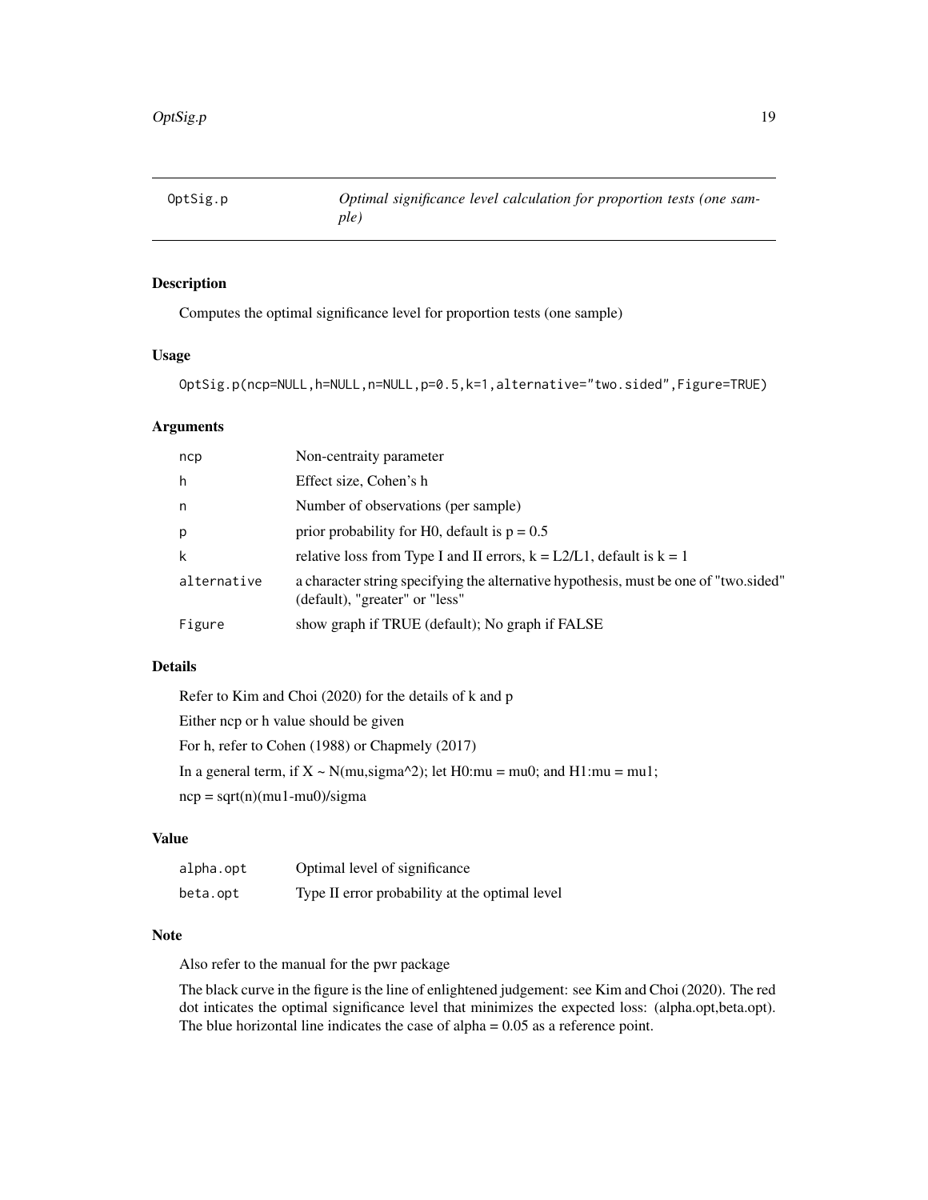OptSig.p *Optimal significance level calculation for proportion tests (one sample)*

## Description

Computes the optimal significance level for proportion tests (one sample)

## Usage

```
OptSig.p(ncp=NULL,h=NULL,n=NULL,p=0.5,k=1,alternative="two.sided",Figure=TRUE)
```

## Arguments

| | |
|---|---|
| ncp | Non-centraity parameter |
| h | Effect size, Cohen's h |
| n | Number of observations (per sample) |
| p | prior probability for H0, default is p = 0.5 |
| k | relative loss from Type I and II errors, k = L2/L1, default is k = 1 |
| alternative | a character string specifying the alternative hypothesis, must be one of "two.sided" (default), "greater" or "less" |
| Figure | show graph if TRUE (default); No graph if FALSE |

## Details

Refer to Kim and Choi (2020) for the details of k and p

Either ncp or h value should be given

For h, refer to Cohen (1988) or Chapmely (2017)

In a general term, if X ~ N(mu,sigma^2); let H0:mu = mu0; and H1:mu = mu1;

ncp = sqrt(n)(mu1-mu0)/sigma

## Value

| | |
|---|---|
| alpha.opt | Optimal level of significance |
| beta.opt | Type II error probability at the optimal level |

## Note

Also refer to the manual for the pwr package

The black curve in the figure is the line of enlightened judgement: see Kim and Choi (2020). The red dot inticates the optimal significance level that minimizes the expected loss: (alpha.opt,beta.opt). The blue horizontal line indicates the case of alpha = 0.05 as a reference point.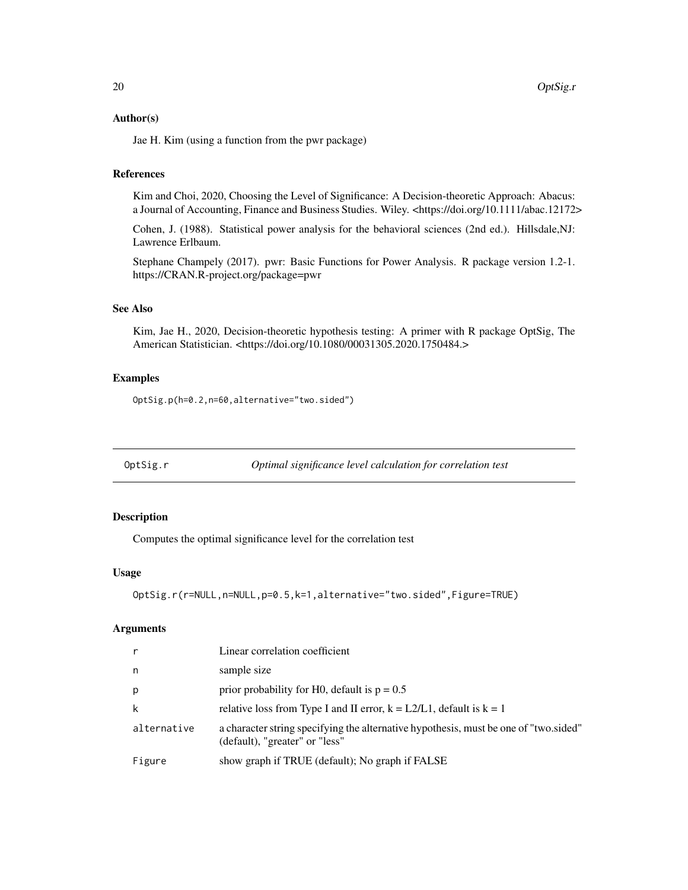### Author(s)

Jae H. Kim (using a function from the pwr package)

### References

Kim and Choi, 2020, Choosing the Level of Significance: A Decision-theoretic Approach: Abacus: a Journal of Accounting, Finance and Business Studies. Wiley. <https://doi.org/10.1111/abac.12172>

Cohen, J. (1988). Statistical power analysis for the behavioral sciences (2nd ed.). Hillsdale,NJ: Lawrence Erlbaum.

Stephane Champely (2017). pwr: Basic Functions for Power Analysis. R package version 1.2-1. https://CRAN.R-project.org/package=pwr

### See Also

Kim, Jae H., 2020, Decision-theoretic hypothesis testing: A primer with R package OptSig, The American Statistician. <https://doi.org/10.1080/00031305.2020.1750484.>

### Examples

```
OptSig.p(h=0.2,n=60,alternative="two.sided")
```

---

## OptSig.r — *Optimal significance level calculation for correlation test*

---

### Description

Computes the optimal significance level for the correlation test

### Usage

```
OptSig.r(r=NULL,n=NULL,p=0.5,k=1,alternative="two.sided",Figure=TRUE)
```

### Arguments

| | |
|---|---|
| `r` | Linear correlation coefficient |
| `n` | sample size |
| `p` | prior probability for H0, default is p = 0.5 |
| `k` | relative loss from Type I and II error, k = L2/L1, default is k = 1 |
| `alternative` | a character string specifying the alternative hypothesis, must be one of "two.sided" (default), "greater" or "less" |
| `Figure` | show graph if TRUE (default); No graph if FALSE |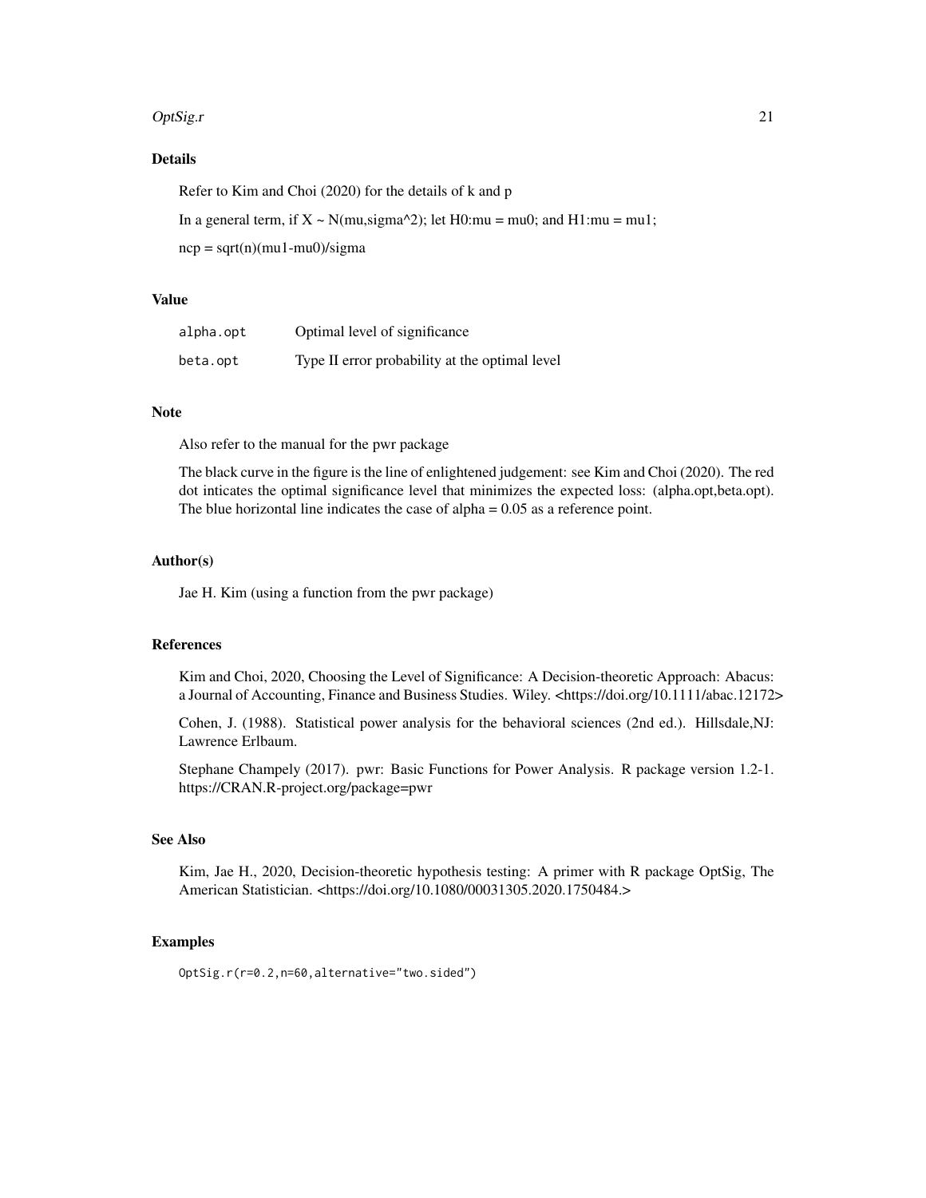## Details

Refer to Kim and Choi (2020) for the details of k and p

In a general term, if X ~ N(mu,sigma^2); let H0:mu = mu0; and H1:mu = mu1;

ncp = sqrt(n)(mu1-mu0)/sigma

## Value

| | |
|---|---|
| `alpha.opt` | Optimal level of significance |
| `beta.opt` | Type II error probability at the optimal level |

## Note

Also refer to the manual for the pwr package

The black curve in the figure is the line of enlightened judgement: see Kim and Choi (2020). The red dot inticates the optimal significance level that minimizes the expected loss: (alpha.opt,beta.opt). The blue horizontal line indicates the case of alpha = 0.05 as a reference point.

## Author(s)

Jae H. Kim (using a function from the pwr package)

## References

Kim and Choi, 2020, Choosing the Level of Significance: A Decision-theoretic Approach: Abacus: a Journal of Accounting, Finance and Business Studies. Wiley. <https://doi.org/10.1111/abac.12172>

Cohen, J. (1988). Statistical power analysis for the behavioral sciences (2nd ed.). Hillsdale,NJ: Lawrence Erlbaum.

Stephane Champely (2017). pwr: Basic Functions for Power Analysis. R package version 1.2-1. https://CRAN.R-project.org/package=pwr

## See Also

Kim, Jae H., 2020, Decision-theoretic hypothesis testing: A primer with R package OptSig, The American Statistician. <https://doi.org/10.1080/00031305.2020.1750484.>

## Examples

```
OptSig.r(r=0.2,n=60,alternative="two.sided")
```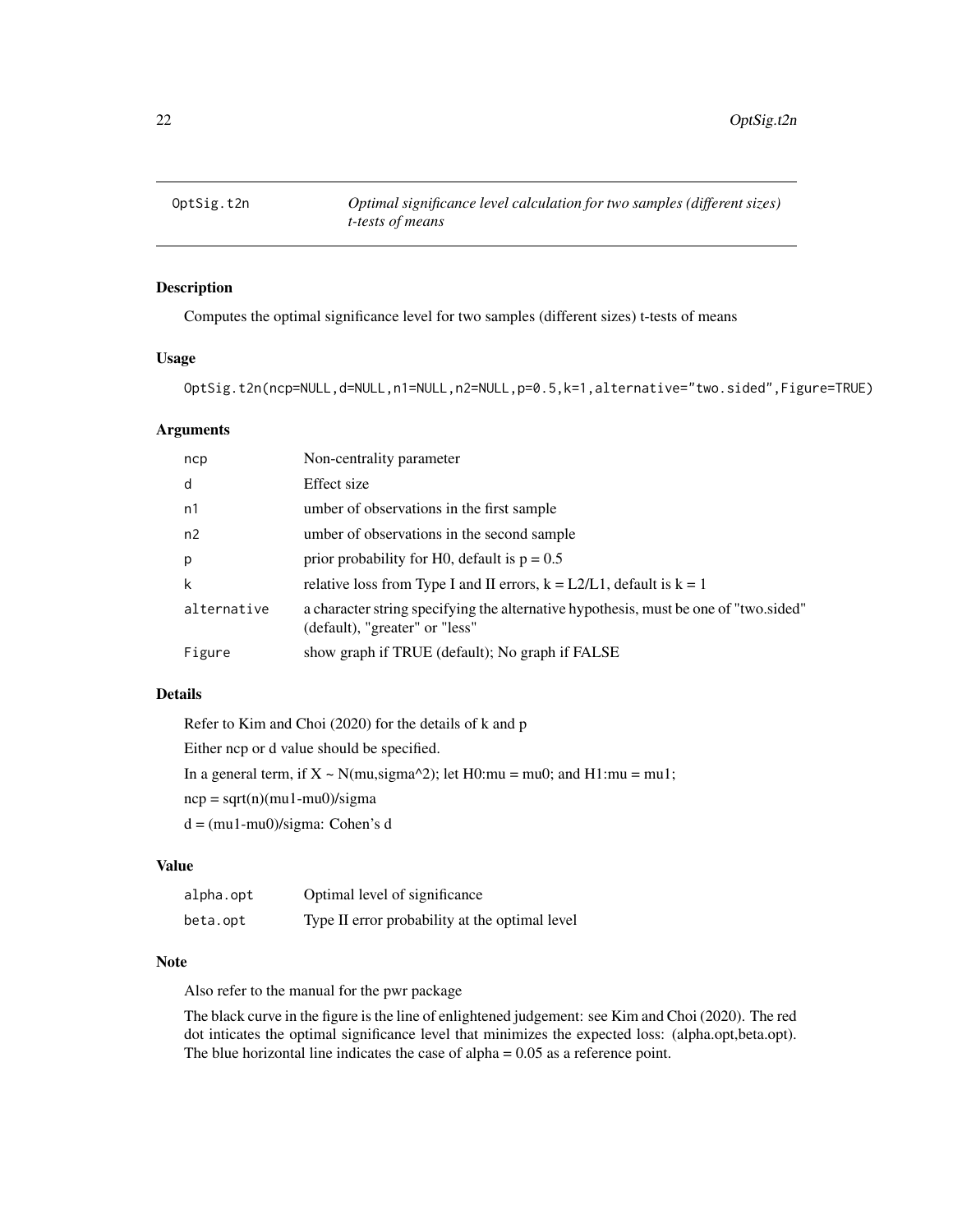| OptSig.t2n | *Optimal significance level calculation for two samples (different sizes) t-tests of means* |
|---|---|

## Description

Computes the optimal significance level for two samples (different sizes) t-tests of means

## Usage

```
OptSig.t2n(ncp=NULL,d=NULL,n1=NULL,n2=NULL,p=0.5,k=1,alternative="two.sided",Figure=TRUE)
```

## Arguments

| | |
|---|---|
| ncp | Non-centrality parameter |
| d | Effect size |
| n1 | umber of observations in the first sample |
| n2 | umber of observations in the second sample |
| p | prior probability for H0, default is p = 0.5 |
| k | relative loss from Type I and II errors, k = L2/L1, default is k = 1 |
| alternative | a character string specifying the alternative hypothesis, must be one of "two.sided" (default), "greater" or "less" |
| Figure | show graph if TRUE (default); No graph if FALSE |

## Details

Refer to Kim and Choi (2020) for the details of k and p

Either ncp or d value should be specified.

In a general term, if X ~ N(mu,sigma^2); let H0:mu = mu0; and H1:mu = mu1;

ncp = sqrt(n)(mu1-mu0)/sigma

d = (mu1-mu0)/sigma: Cohen's d

## Value

| | |
|---|---|
| alpha.opt | Optimal level of significance |
| beta.opt | Type II error probability at the optimal level |

## Note

Also refer to the manual for the pwr package

The black curve in the figure is the line of enlightened judgement: see Kim and Choi (2020). The red dot inticates the optimal significance level that minimizes the expected loss: (alpha.opt,beta.opt). The blue horizontal line indicates the case of alpha = 0.05 as a reference point.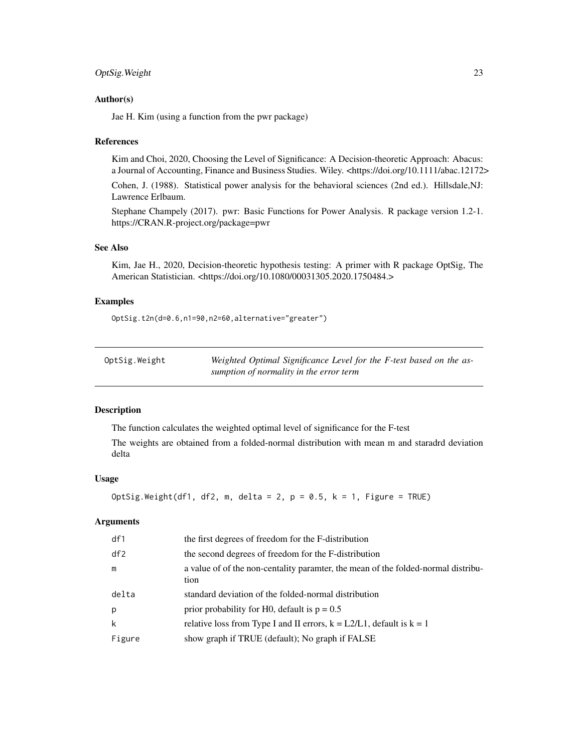### Author(s)

Jae H. Kim (using a function from the pwr package)

### References

Kim and Choi, 2020, Choosing the Level of Significance: A Decision-theoretic Approach: Abacus: a Journal of Accounting, Finance and Business Studies. Wiley. <https://doi.org/10.1111/abac.12172>

Cohen, J. (1988). Statistical power analysis for the behavioral sciences (2nd ed.). Hillsdale,NJ: Lawrence Erlbaum.

Stephane Champely (2017). pwr: Basic Functions for Power Analysis. R package version 1.2-1. https://CRAN.R-project.org/package=pwr

### See Also

Kim, Jae H., 2020, Decision-theoretic hypothesis testing: A primer with R package OptSig, The American Statistician. <https://doi.org/10.1080/00031305.2020.1750484.>

### Examples

```
OptSig.t2n(d=0.6,n1=90,n2=60,alternative="greater")
```

---

## OptSig.Weight — *Weighted Optimal Significance Level for the F-test based on the assumption of normality in the error term*

---

### Description

The function calculates the weighted optimal level of significance for the F-test

The weights are obtained from a folded-normal distribution with mean m and staradrd deviation delta

### Usage

```
OptSig.Weight(df1, df2, m, delta = 2, p = 0.5, k = 1, Figure = TRUE)
```

### Arguments

| | |
|---|---|
| `df1` | the first degrees of freedom for the F-distribution |
| `df2` | the second degrees of freedom for the F-distribution |
| `m` | a value of of the non-centality paramter, the mean of the folded-normal distribution |
| `delta` | standard deviation of the folded-normal distribution |
| `p` | prior probability for H0, default is p = 0.5 |
| `k` | relative loss from Type I and II errors, k = L2/L1, default is k = 1 |
| `Figure` | show graph if TRUE (default); No graph if FALSE |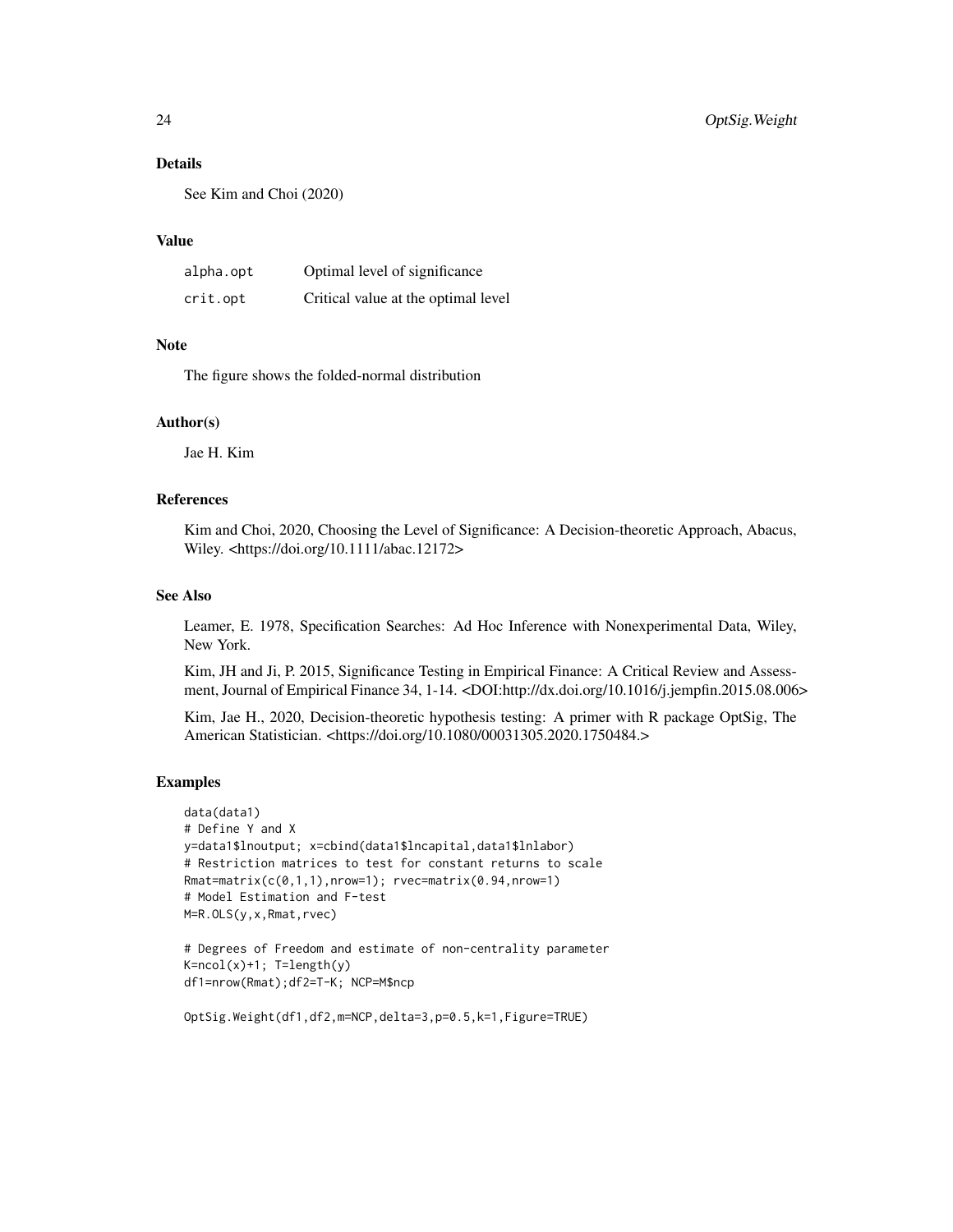### Details

See Kim and Choi (2020)

### Value

| | |
|---|---|
| alpha.opt | Optimal level of significance |
| crit.opt | Critical value at the optimal level |

### Note

The figure shows the folded-normal distribution

### Author(s)

Jae H. Kim

### References

Kim and Choi, 2020, Choosing the Level of Significance: A Decision-theoretic Approach, Abacus, Wiley. <https://doi.org/10.1111/abac.12172>

### See Also

Leamer, E. 1978, Specification Searches: Ad Hoc Inference with Nonexperimental Data, Wiley, New York.

Kim, JH and Ji, P. 2015, Significance Testing in Empirical Finance: A Critical Review and Assessment, Journal of Empirical Finance 34, 1-14. <DOI:http://dx.doi.org/10.1016/j.jempfin.2015.08.006>

Kim, Jae H., 2020, Decision-theoretic hypothesis testing: A primer with R package OptSig, The American Statistician. <https://doi.org/10.1080/00031305.2020.1750484.>

### Examples

```
data(data1)
# Define Y and X
y=data1$lnoutput; x=cbind(data1$lncapital,data1$lnlabor)
# Restriction matrices to test for constant returns to scale
Rmat=matrix(c(0,1,1),nrow=1); rvec=matrix(0.94,nrow=1)
# Model Estimation and F-test
M=R.OLS(y,x,Rmat,rvec)

# Degrees of Freedom and estimate of non-centrality parameter
K=ncol(x)+1; T=length(y)
df1=nrow(Rmat);df2=T-K; NCP=M$ncp

OptSig.Weight(df1,df2,m=NCP,delta=3,p=0.5,k=1,Figure=TRUE)
```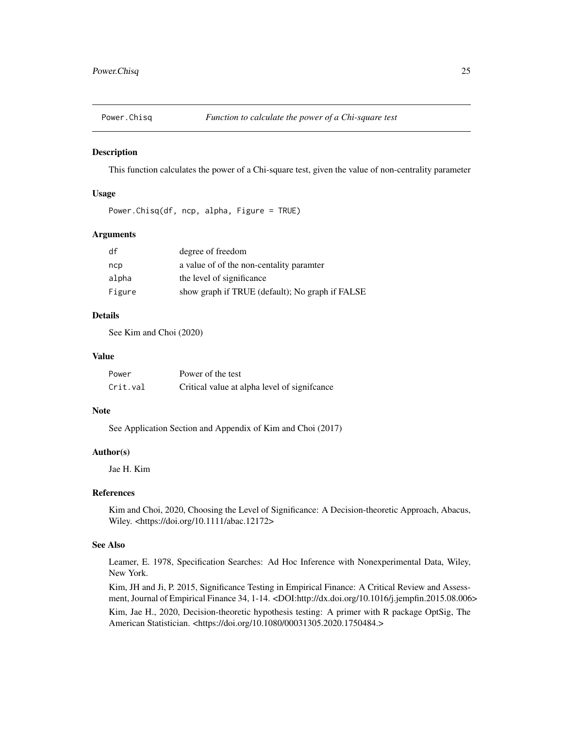## Power.Chisq — *Function to calculate the power of a Chi-square test*

### Description

This function calculates the power of a Chi-square test, given the value of non-centrality parameter

### Usage

```
Power.Chisq(df, ncp, alpha, Figure = TRUE)
```

### Arguments

| | |
|---|---|
| `df` | degree of freedom |
| `ncp` | a value of of the non-centality paramter |
| `alpha` | the level of significance |
| `Figure` | show graph if TRUE (default); No graph if FALSE |

### Details

See Kim and Choi (2020)

### Value

| | |
|---|---|
| `Power` | Power of the test |
| `Crit.val` | Critical value at alpha level of signifcance |

### Note

See Application Section and Appendix of Kim and Choi (2017)

### Author(s)

Jae H. Kim

### References

Kim and Choi, 2020, Choosing the Level of Significance: A Decision-theoretic Approach, Abacus, Wiley. <https://doi.org/10.1111/abac.12172>

### See Also

Leamer, E. 1978, Specification Searches: Ad Hoc Inference with Nonexperimental Data, Wiley, New York.

Kim, JH and Ji, P. 2015, Significance Testing in Empirical Finance: A Critical Review and Assessment, Journal of Empirical Finance 34, 1-14. <DOI:http://dx.doi.org/10.1016/j.jempfin.2015.08.006>

Kim, Jae H., 2020, Decision-theoretic hypothesis testing: A primer with R package OptSig, The American Statistician. <https://doi.org/10.1080/00031305.2020.1750484.>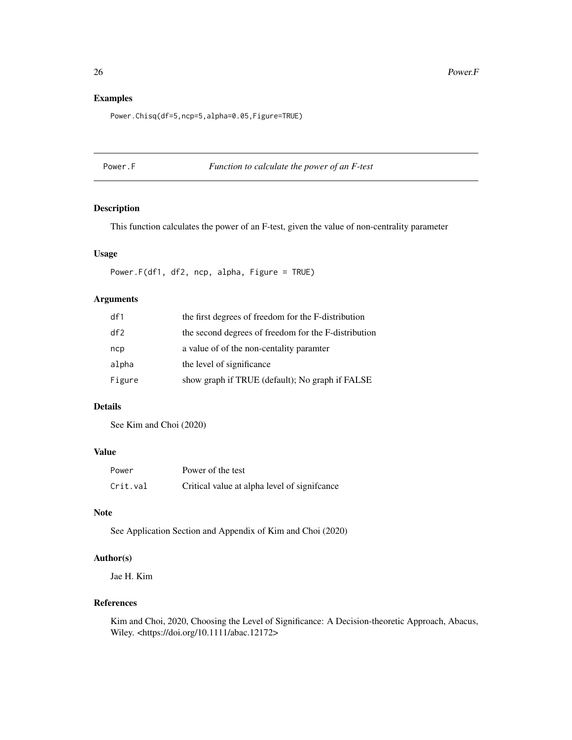## Examples

```
Power.Chisq(df=5,ncp=5,alpha=0.05,Figure=TRUE)
```

---

# Power.F — *Function to calculate the power of an F-test*

---

### Description

This function calculates the power of an F-test, given the value of non-centrality parameter

### Usage

```
Power.F(df1, df2, ncp, alpha, Figure = TRUE)
```

### Arguments

| | |
|---|---|
| `df1` | the first degrees of freedom for the F-distribution |
| `df2` | the second degrees of freedom for the F-distribution |
| `ncp` | a value of of the non-centality paramter |
| `alpha` | the level of significance |
| `Figure` | show graph if TRUE (default); No graph if FALSE |

### Details

See Kim and Choi (2020)

### Value

| | |
|---|---|
| `Power` | Power of the test |
| `Crit.val` | Critical value at alpha level of signifcance |

### Note

See Application Section and Appendix of Kim and Choi (2020)

### Author(s)

Jae H. Kim

### References

Kim and Choi, 2020, Choosing the Level of Significance: A Decision-theoretic Approach, Abacus, Wiley. <https://doi.org/10.1111/abac.12172>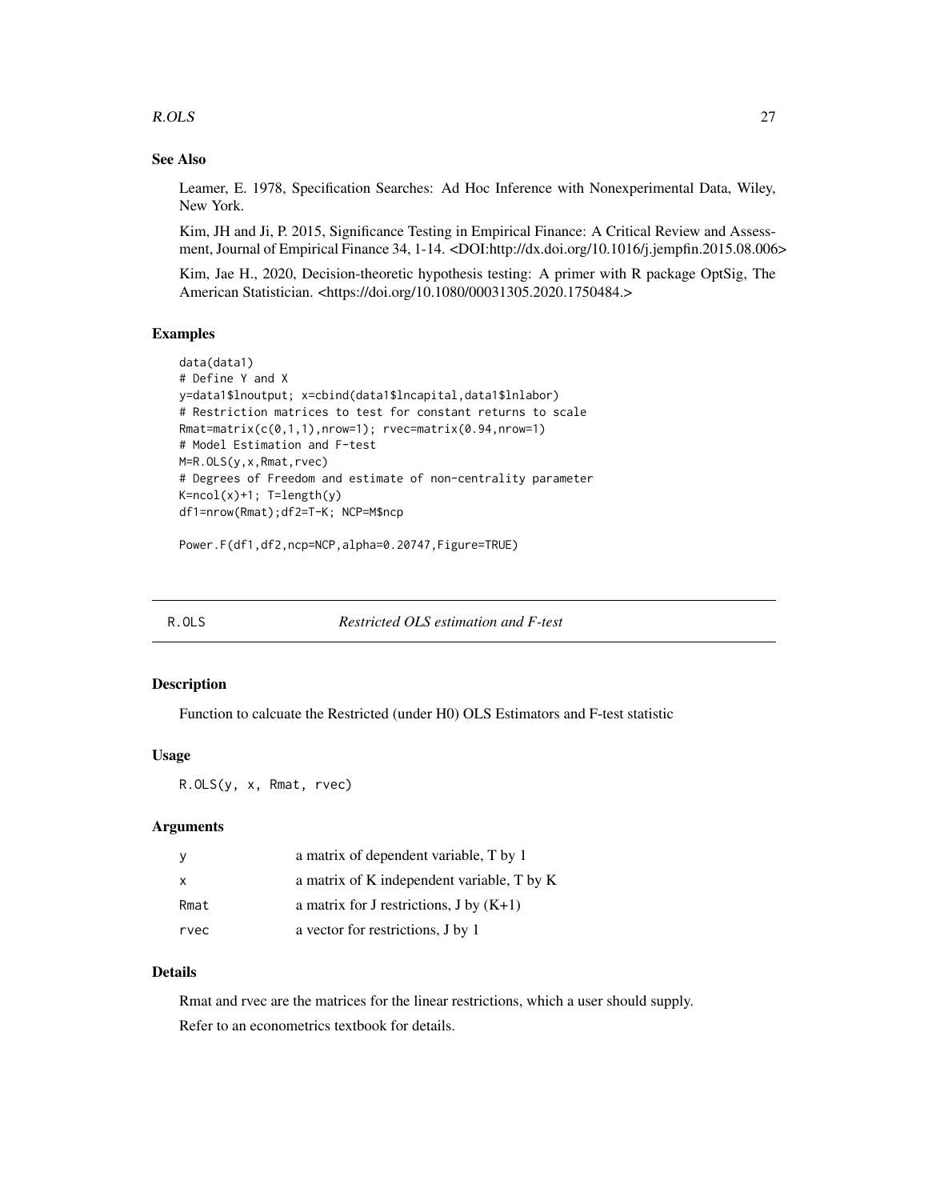### See Also

Leamer, E. 1978, Specification Searches: Ad Hoc Inference with Nonexperimental Data, Wiley, New York.

Kim, JH and Ji, P. 2015, Significance Testing in Empirical Finance: A Critical Review and Assessment, Journal of Empirical Finance 34, 1-14. <DOI:http://dx.doi.org/10.1016/j.jempfin.2015.08.006>

Kim, Jae H., 2020, Decision-theoretic hypothesis testing: A primer with R package OptSig, The American Statistician. <https://doi.org/10.1080/00031305.2020.1750484.>

### Examples

```
data(data1)
# Define Y and X
y=data1$lnoutput; x=cbind(data1$lncapital,data1$lnlabor)
# Restriction matrices to test for constant returns to scale
Rmat=matrix(c(0,1,1),nrow=1); rvec=matrix(0.94,nrow=1)
# Model Estimation and F-test
M=R.OLS(y,x,Rmat,rvec)
# Degrees of Freedom and estimate of non-centrality parameter
K=ncol(x)+1; T=length(y)
df1=nrow(Rmat);df2=T-K; NCP=M$ncp

Power.F(df1,df2,ncp=NCP,alpha=0.20747,Figure=TRUE)
```

---

## R.OLS — *Restricted OLS estimation and F-test*

### Description

Function to calcuate the Restricted (under H0) OLS Estimators and F-test statistic

### Usage

```
R.OLS(y, x, Rmat, rvec)
```

### Arguments

| | |
|---|---|
| y | a matrix of dependent variable, T by 1 |
| x | a matrix of K independent variable, T by K |
| Rmat | a matrix for J restrictions, J by (K+1) |
| rvec | a vector for restrictions, J by 1 |

### Details

Rmat and rvec are the matrices for the linear restrictions, which a user should supply.

Refer to an econometrics textbook for details.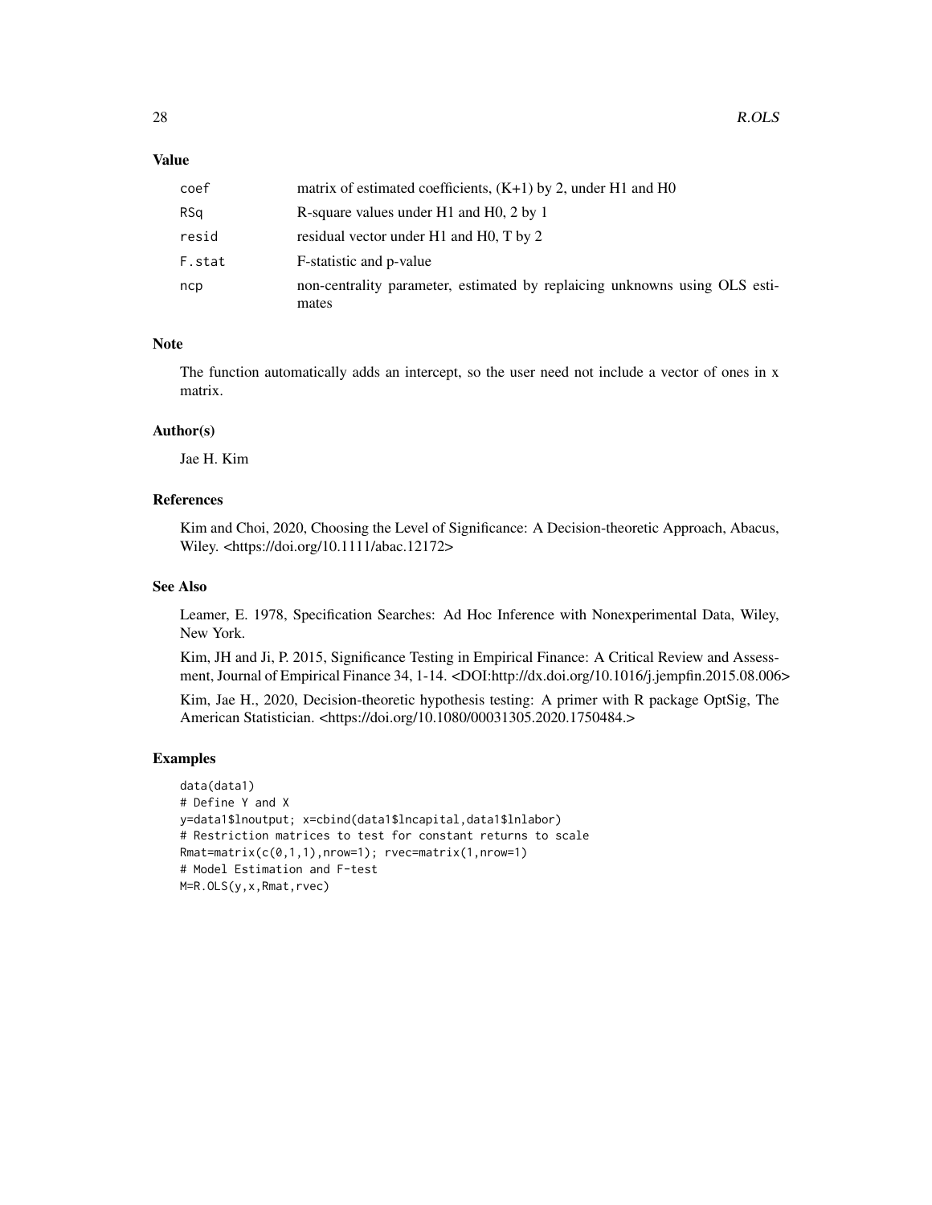## Value

| | |
|---|---|
| coef | matrix of estimated coefficients, (K+1) by 2, under H1 and H0 |
| RSq | R-square values under H1 and H0, 2 by 1 |
| resid | residual vector under H1 and H0, T by 2 |
| F.stat | F-statistic and p-value |
| ncp | non-centrality parameter, estimated by replaicing unknowns using OLS estimates |

## Note

The function automatically adds an intercept, so the user need not include a vector of ones in x matrix.

## Author(s)

Jae H. Kim

## References

Kim and Choi, 2020, Choosing the Level of Significance: A Decision-theoretic Approach, Abacus, Wiley. <https://doi.org/10.1111/abac.12172>

## See Also

Leamer, E. 1978, Specification Searches: Ad Hoc Inference with Nonexperimental Data, Wiley, New York.

Kim, JH and Ji, P. 2015, Significance Testing in Empirical Finance: A Critical Review and Assessment, Journal of Empirical Finance 34, 1-14. <DOI:http://dx.doi.org/10.1016/j.jempfin.2015.08.006>

Kim, Jae H., 2020, Decision-theoretic hypothesis testing: A primer with R package OptSig, The American Statistician. <https://doi.org/10.1080/00031305.2020.1750484.>

## Examples

```
data(data1)
# Define Y and X
y=data1$lnoutput; x=cbind(data1$lncapital,data1$lnlabor)
# Restriction matrices to test for constant returns to scale
Rmat=matrix(c(0,1,1),nrow=1); rvec=matrix(1,nrow=1)
# Model Estimation and F-test
M=R.OLS(y,x,Rmat,rvec)
```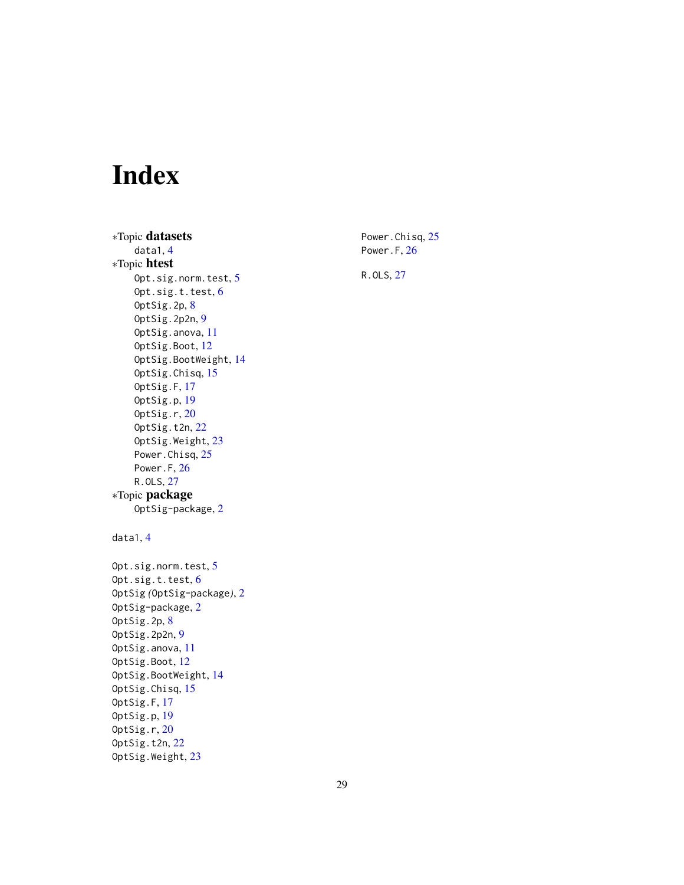# Index

*Topic **datasets**
  data1, 4
*Topic **htest**
  Opt.sig.norm.test, 5
  Opt.sig.t.test, 6
  OptSig.2p, 8
  OptSig.2p2n, 9
  OptSig.anova, 11
  OptSig.Boot, 12
  OptSig.BootWeight, 14
  OptSig.Chisq, 15
  OptSig.F, 17
  OptSig.p, 19
  OptSig.r, 20
  OptSig.t2n, 22
  OptSig.Weight, 23
  Power.Chisq, 25
  Power.F, 26
  R.OLS, 27
*Topic **package**
  OptSig-package, 2

data1, 4

Opt.sig.norm.test, 5
Opt.sig.t.test, 6
OptSig *(*OptSig-package*)*, 2
OptSig-package, 2
OptSig.2p, 8
OptSig.2p2n, 9
OptSig.anova, 11
OptSig.Boot, 12
OptSig.BootWeight, 14
OptSig.Chisq, 15
OptSig.F, 17
OptSig.p, 19
OptSig.r, 20
OptSig.t2n, 22
OptSig.Weight, 23

Power.Chisq, 25
Power.F, 26

R.OLS, 27